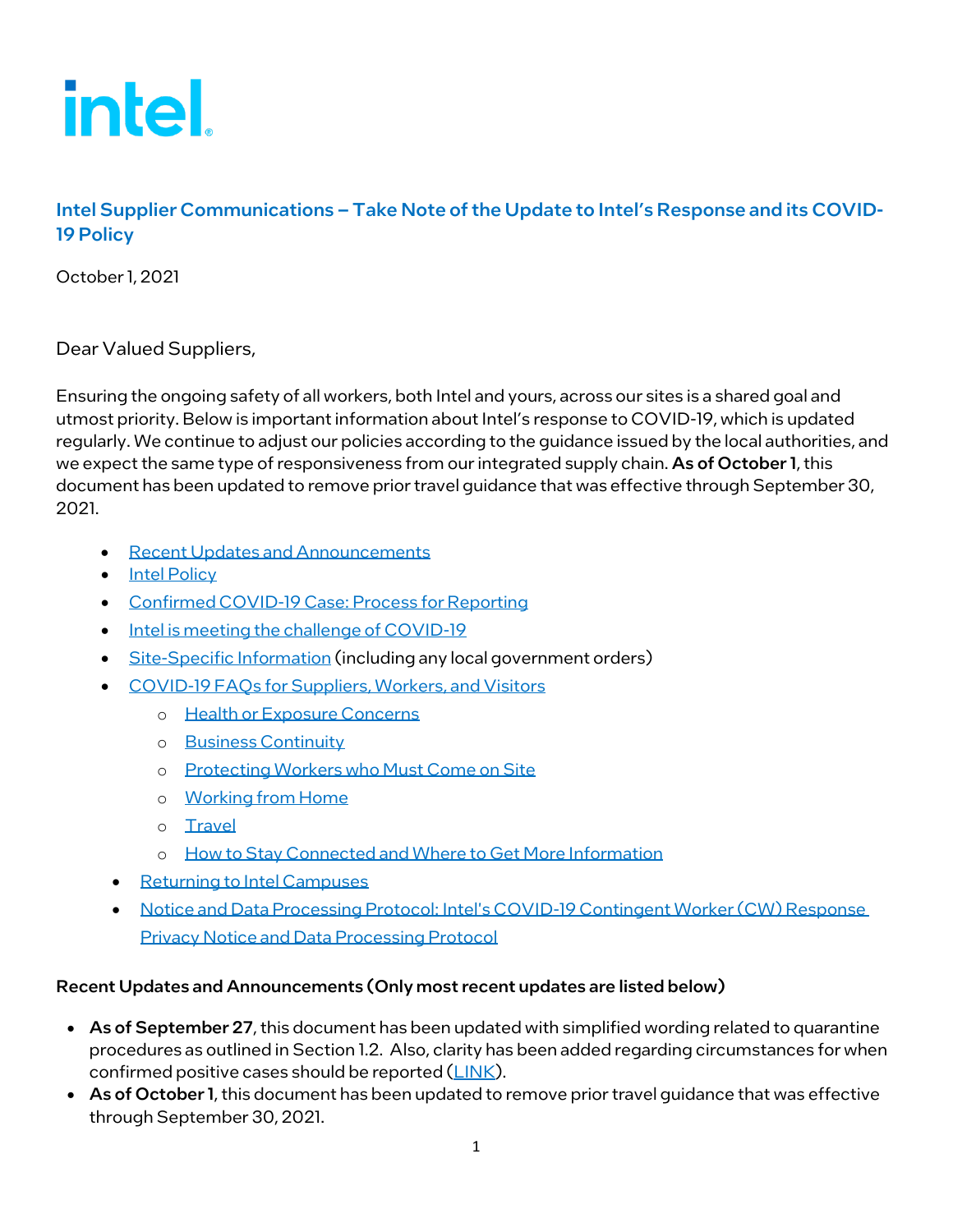intel

## Intel Supplier Communications – Take Note of the Update to Intel's Response and its COVID-19 Policy

October 1, 2021

Dear Valued Suppliers,

Ensuring the ongoing safety of all workers, both Intel and yours, across our sites is a shared goal and utmost priority. Below is important information about Intel's response to COVID-19, which is updated regularly. We continue to adjust our policies according to the guidance issued by the local authorities, and we expect the same type of responsiveness from our integrated supply chain. **As of October 1**, this document has been updated to remove prior travel guidance that was effective through September 30, 2021.

- Recent Updates and Announcements
- Intel Policy
- Confirmed COVID-19 Case: Process for Reporting
- Intel is meeting the challenge of COVID-19
- Site-Specific Information (including any local government orders)
- COVID-19 FAQs for Suppliers, Workers, and Visitors
  - Health or Exposure Concerns
  - Business Continuity
  - Protecting Workers who Must Come on Site
  - Working from Home
  - Travel
  - How to Stay Connected and Where to Get More Information
- Returning to Intel Campuses
- Notice and Data Processing Protocol: Intel's COVID-19 Contingent Worker (CW) Response Privacy Notice and Data Processing Protocol

### Recent Updates and Announcements (Only most recent updates are listed below)

- **As of September 27**, this document has been updated with simplified wording related to quarantine procedures as outlined in Section 1.2. Also, clarity has been added regarding circumstances for when confirmed positive cases should be reported (LINK).
- **As of October 1**, this document has been updated to remove prior travel guidance that was effective through September 30, 2021.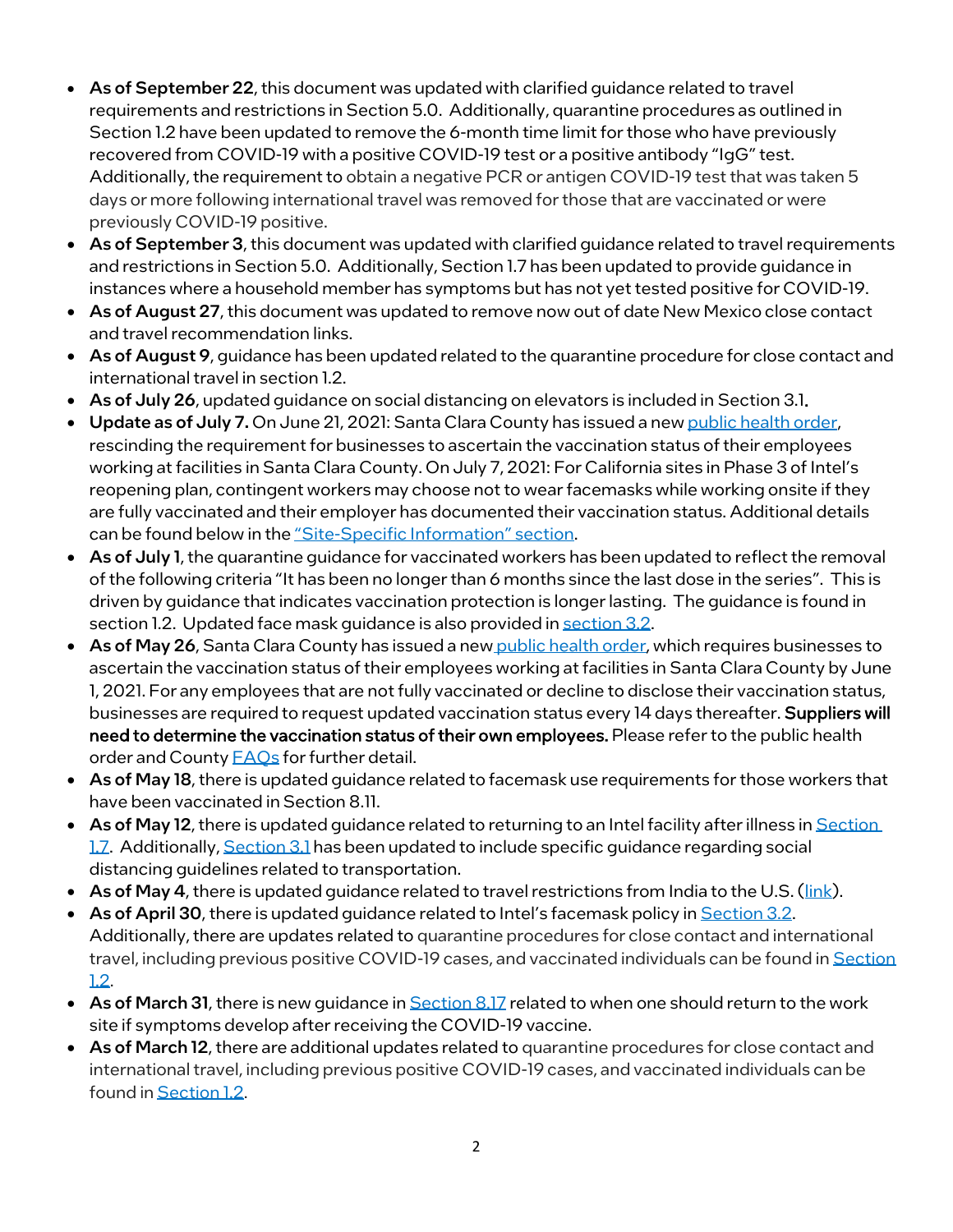- **As of September 22**, this document was updated with clarified guidance related to travel requirements and restrictions in Section 5.0. Additionally, quarantine procedures as outlined in Section 1.2 have been updated to remove the 6-month time limit for those who have previously recovered from COVID-19 with a positive COVID-19 test or a positive antibody "IgG" test. Additionally, the requirement to obtain a negative PCR or antigen COVID-19 test that was taken 5 days or more following international travel was removed for those that are vaccinated or were previously COVID-19 positive.
- **As of September 3**, this document was updated with clarified guidance related to travel requirements and restrictions in Section 5.0. Additionally, Section 1.7 has been updated to provide guidance in instances where a household member has symptoms but has not yet tested positive for COVID-19.
- **As of August 27**, this document was updated to remove now out of date New Mexico close contact and travel recommendation links.
- **As of August 9**, guidance has been updated related to the quarantine procedure for close contact and international travel in section 1.2.
- **As of July 26**, updated guidance on social distancing on elevators is included in Section 3.1.
- **Update as of July 7.** On June 21, 2021: Santa Clara County has issued a new public health order, rescinding the requirement for businesses to ascertain the vaccination status of their employees working at facilities in Santa Clara County. On July 7, 2021: For California sites in Phase 3 of Intel's reopening plan, contingent workers may choose not to wear facemasks while working onsite if they are fully vaccinated and their employer has documented their vaccination status. Additional details can be found below in the "Site-Specific Information" section.
- **As of July 1**, the quarantine guidance for vaccinated workers has been updated to reflect the removal of the following criteria "It has been no longer than 6 months since the last dose in the series". This is driven by guidance that indicates vaccination protection is longer lasting. The guidance is found in section 1.2. Updated face mask guidance is also provided in section 3.2.
- **As of May 26**, Santa Clara County has issued a new public health order, which requires businesses to ascertain the vaccination status of their employees working at facilities in Santa Clara County by June 1, 2021. For any employees that are not fully vaccinated or decline to disclose their vaccination status, businesses are required to request updated vaccination status every 14 days thereafter. **Suppliers will need to determine the vaccination status of their own employees.** Please refer to the public health order and County FAQs for further detail.
- **As of May 18**, there is updated guidance related to facemask use requirements for those workers that have been vaccinated in Section 8.11.
- **As of May 12**, there is updated guidance related to returning to an Intel facility after illness in Section 1.7. Additionally, Section 3.1 has been updated to include specific guidance regarding social distancing guidelines related to transportation.
- **As of May 4**, there is updated guidance related to travel restrictions from India to the U.S. (link).
- **As of April 30**, there is updated guidance related to Intel's facemask policy in Section 3.2. Additionally, there are updates related to quarantine procedures for close contact and international travel, including previous positive COVID-19 cases, and vaccinated individuals can be found in Section 1.2.
- **As of March 31**, there is new guidance in Section 8.17 related to when one should return to the work site if symptoms develop after receiving the COVID-19 vaccine.
- **As of March 12**, there are additional updates related to quarantine procedures for close contact and international travel, including previous positive COVID-19 cases, and vaccinated individuals can be found in Section 1.2.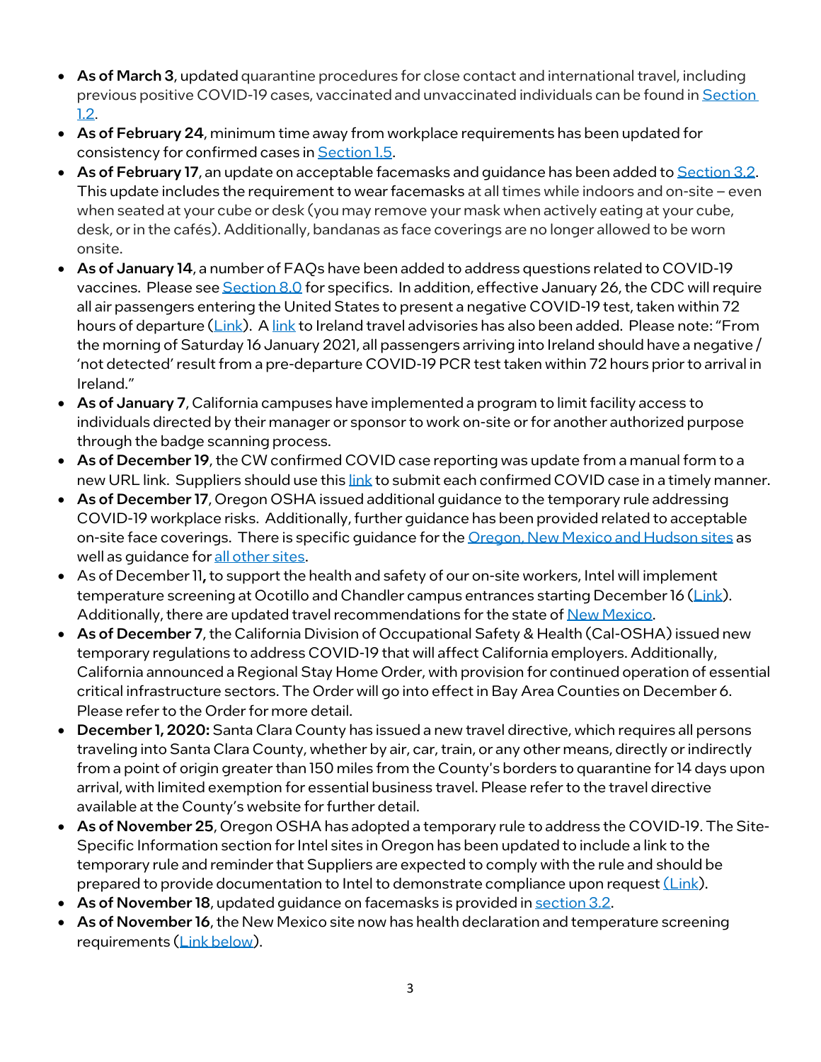- **As of March 3**, updated quarantine procedures for close contact and international travel, including previous positive COVID-19 cases, vaccinated and unvaccinated individuals can be found in Section 1.2.
- **As of February 24**, minimum time away from workplace requirements has been updated for consistency for confirmed cases in Section 1.5.
- **As of February 17**, an update on acceptable facemasks and guidance has been added to Section 3.2. This update includes the requirement to wear facemasks at all times while indoors and on-site – even when seated at your cube or desk (you may remove your mask when actively eating at your cube, desk, or in the cafés). Additionally, bandanas as face coverings are no longer allowed to be worn onsite.
- **As of January 14**, a number of FAQs have been added to address questions related to COVID-19 vaccines. Please see Section 8.0 for specifics. In addition, effective January 26, the CDC will require all air passengers entering the United States to present a negative COVID-19 test, taken within 72 hours of departure (Link). A link to Ireland travel advisories has also been added. Please note: "From the morning of Saturday 16 January 2021, all passengers arriving into Ireland should have a negative / 'not detected' result from a pre-departure COVID-19 PCR test taken within 72 hours prior to arrival in Ireland."
- **As of January 7**, California campuses have implemented a program to limit facility access to individuals directed by their manager or sponsor to work on-site or for another authorized purpose through the badge scanning process.
- **As of December 19**, the CW confirmed COVID case reporting was update from a manual form to a new URL link. Suppliers should use this link to submit each confirmed COVID case in a timely manner.
- **As of December 17**, Oregon OSHA issued additional guidance to the temporary rule addressing COVID-19 workplace risks. Additionally, further guidance has been provided related to acceptable on-site face coverings. There is specific guidance for the Oregon, New Mexico and Hudson sites as well as guidance for all other sites.
- As of December 11**,** to support the health and safety of our on-site workers, Intel will implement temperature screening at Ocotillo and Chandler campus entrances starting December 16 (Link). Additionally, there are updated travel recommendations for the state of New Mexico.
- **As of December 7**, the California Division of Occupational Safety & Health (Cal-OSHA) issued new temporary regulations to address COVID-19 that will affect California employers. Additionally, California announced a Regional Stay Home Order, with provision for continued operation of essential critical infrastructure sectors. The Order will go into effect in Bay Area Counties on December 6. Please refer to the Order for more detail.
- **December 1, 2020:** Santa Clara County has issued a new travel directive, which requires all persons traveling into Santa Clara County, whether by air, car, train, or any other means, directly or indirectly from a point of origin greater than 150 miles from the County's borders to quarantine for 14 days upon arrival, with limited exemption for essential business travel. Please refer to the travel directive available at the County's website for further detail.
- **As of November 25**, Oregon OSHA has adopted a temporary rule to address the COVID-19. The Site-Specific Information section for Intel sites in Oregon has been updated to include a link to the temporary rule and reminder that Suppliers are expected to comply with the rule and should be prepared to provide documentation to Intel to demonstrate compliance upon request (Link).
- **As of November 18**, updated guidance on facemasks is provided in section 3.2.
- **As of November 16**, the New Mexico site now has health declaration and temperature screening requirements (Link below).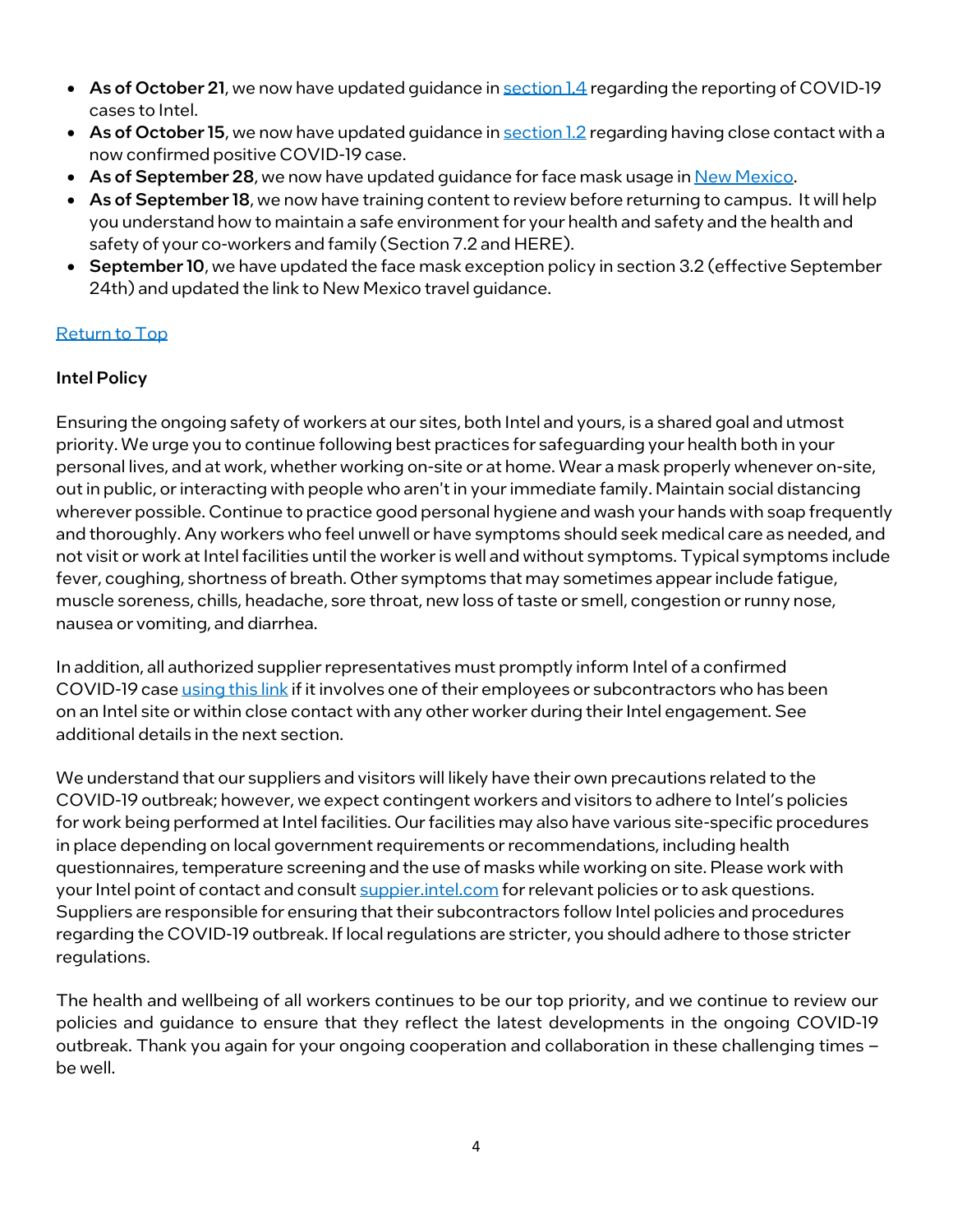- **As of October 21**, we now have updated guidance in section 1.4 regarding the reporting of COVID-19 cases to Intel.
- **As of October 15**, we now have updated guidance in section 1.2 regarding having close contact with a now confirmed positive COVID-19 case.
- **As of September 28**, we now have updated guidance for face mask usage in New Mexico.
- **As of September 18**, we now have training content to review before returning to campus. It will help you understand how to maintain a safe environment for your health and safety and the health and safety of your co-workers and family (Section 7.2 and HERE).
- **September 10**, we have updated the face mask exception policy in section 3.2 (effective September 24th) and updated the link to New Mexico travel guidance.

Return to Top

**Intel Policy**

Ensuring the ongoing safety of workers at our sites, both Intel and yours, is a shared goal and utmost priority. We urge you to continue following best practices for safeguarding your health both in your personal lives, and at work, whether working on-site or at home. Wear a mask properly whenever on-site, out in public, or interacting with people who aren't in your immediate family. Maintain social distancing wherever possible. Continue to practice good personal hygiene and wash your hands with soap frequently and thoroughly. Any workers who feel unwell or have symptoms should seek medical care as needed, and not visit or work at Intel facilities until the worker is well and without symptoms. Typical symptoms include fever, coughing, shortness of breath. Other symptoms that may sometimes appear include fatigue, muscle soreness, chills, headache, sore throat, new loss of taste or smell, congestion or runny nose, nausea or vomiting, and diarrhea.

In addition, all authorized supplier representatives must promptly inform Intel of a confirmed COVID-19 case using this link if it involves one of their employees or subcontractors who has been on an Intel site or within close contact with any other worker during their Intel engagement. See additional details in the next section.

We understand that our suppliers and visitors will likely have their own precautions related to the COVID-19 outbreak; however, we expect contingent workers and visitors to adhere to Intel's policies for work being performed at Intel facilities. Our facilities may also have various site-specific procedures in place depending on local government requirements or recommendations, including health questionnaires, temperature screening and the use of masks while working on site. Please work with your Intel point of contact and consult suppier.intel.com for relevant policies or to ask questions. Suppliers are responsible for ensuring that their subcontractors follow Intel policies and procedures regarding the COVID-19 outbreak. If local regulations are stricter, you should adhere to those stricter regulations.

The health and wellbeing of all workers continues to be our top priority, and we continue to review our policies and guidance to ensure that they reflect the latest developments in the ongoing COVID-19 outbreak. Thank you again for your ongoing cooperation and collaboration in these challenging times – be well.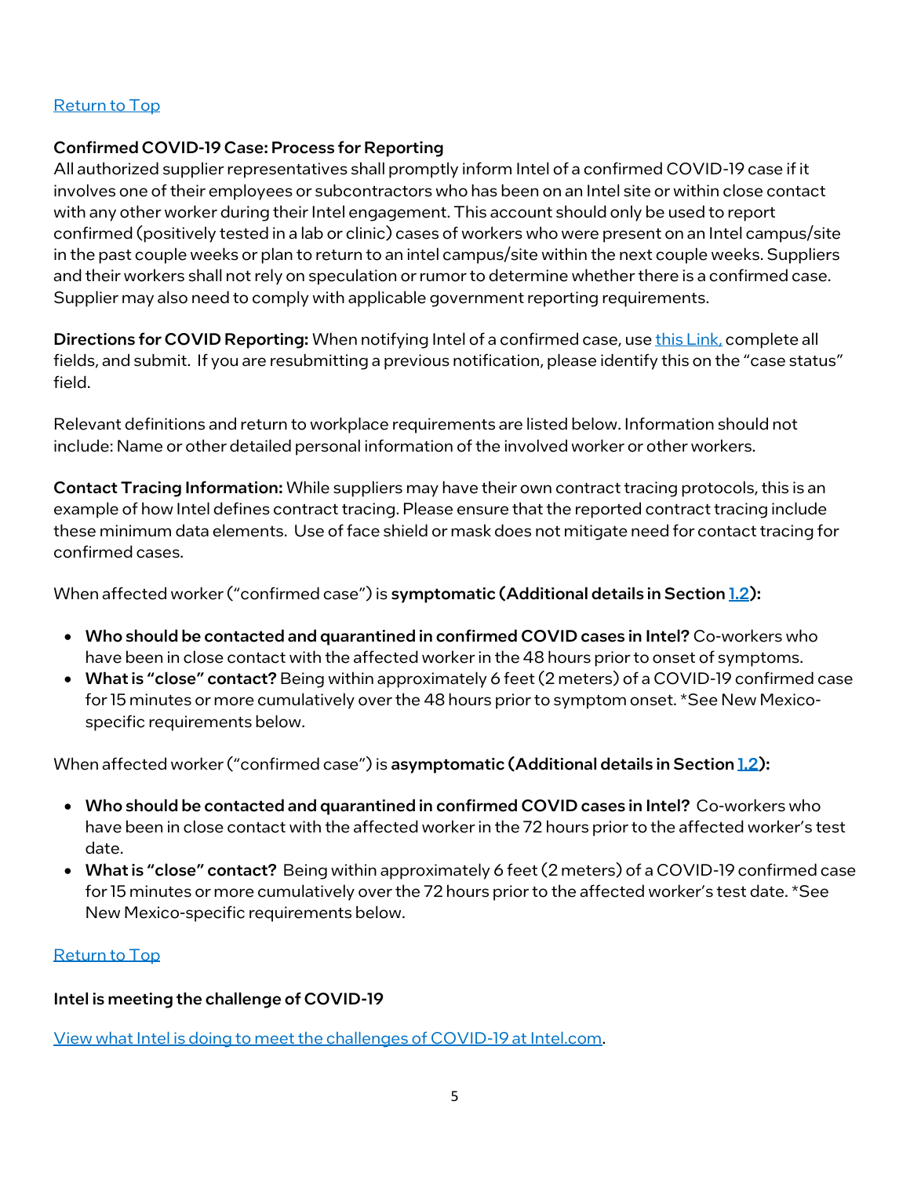[Return to Top](#)

**Confirmed COVID-19 Case: Process for Reporting**

All authorized supplier representatives shall promptly inform Intel of a confirmed COVID-19 case if it involves one of their employees or subcontractors who has been on an Intel site or within close contact with any other worker during their Intel engagement. This account should only be used to report confirmed (positively tested in a lab or clinic) cases of workers who were present on an Intel campus/site in the past couple weeks or plan to return to an intel campus/site within the next couple weeks. Suppliers and their workers shall not rely on speculation or rumor to determine whether there is a confirmed case. Supplier may also need to comply with applicable government reporting requirements.

**Directions for COVID Reporting:** When notifying Intel of a confirmed case, use [this Link,](#) complete all fields, and submit. If you are resubmitting a previous notification, please identify this on the "case status" field.

Relevant definitions and return to workplace requirements are listed below. Information should not include: Name or other detailed personal information of the involved worker or other workers.

**Contact Tracing Information:** While suppliers may have their own contract tracing protocols, this is an example of how Intel defines contract tracing. Please ensure that the reported contract tracing include these minimum data elements. Use of face shield or mask does not mitigate need for contact tracing for confirmed cases.

When affected worker ("confirmed case") is **symptomatic (Additional details in Section [1.2](#)):**

- **Who should be contacted and quarantined in confirmed COVID cases in Intel?** Co-workers who have been in close contact with the affected worker in the 48 hours prior to onset of symptoms.
- **What is "close" contact?** Being within approximately 6 feet (2 meters) of a COVID-19 confirmed case for 15 minutes or more cumulatively over the 48 hours prior to symptom onset. *See New Mexico-specific requirements below.

When affected worker ("confirmed case") is **asymptomatic (Additional details in Section [1.2](#)):**

- **Who should be contacted and quarantined in confirmed COVID cases in Intel?** Co-workers who have been in close contact with the affected worker in the 72 hours prior to the affected worker's test date.
- **What is "close" contact?** Being within approximately 6 feet (2 meters) of a COVID-19 confirmed case for 15 minutes or more cumulatively over the 72 hours prior to the affected worker's test date. *See New Mexico-specific requirements below.

[Return to Top](#)

**Intel is meeting the challenge of COVID-19**

[View what Intel is doing to meet the challenges of COVID-19 at Intel.com](#).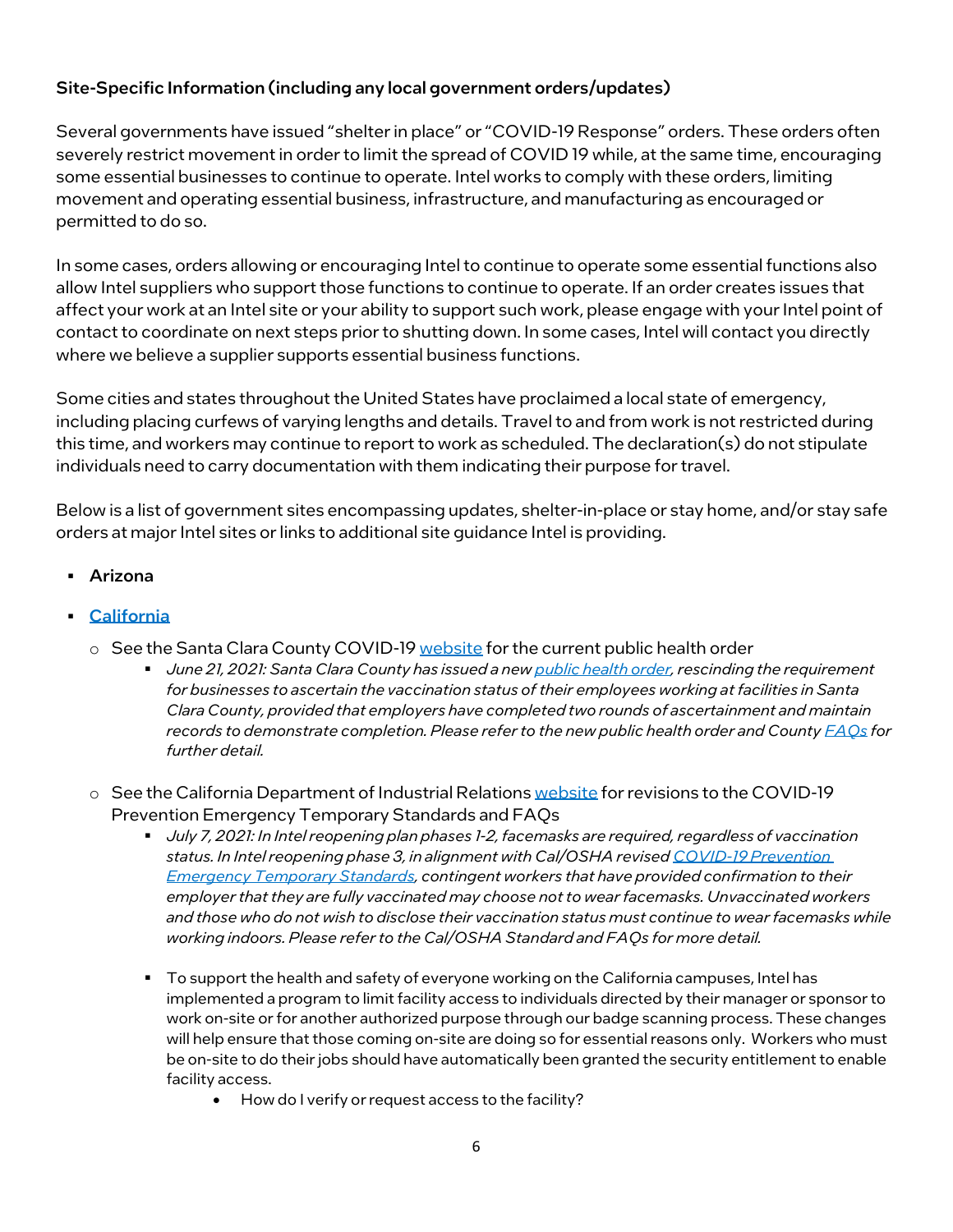**Site-Specific Information (including any local government orders/updates)**

Several governments have issued "shelter in place" or "COVID-19 Response" orders. These orders often severely restrict movement in order to limit the spread of COVID 19 while, at the same time, encouraging some essential businesses to continue to operate. Intel works to comply with these orders, limiting movement and operating essential business, infrastructure, and manufacturing as encouraged or permitted to do so.

In some cases, orders allowing or encouraging Intel to continue to operate some essential functions also allow Intel suppliers who support those functions to continue to operate. If an order creates issues that affect your work at an Intel site or your ability to support such work, please engage with your Intel point of contact to coordinate on next steps prior to shutting down. In some cases, Intel will contact you directly where we believe a supplier supports essential business functions.

Some cities and states throughout the United States have proclaimed a local state of emergency, including placing curfews of varying lengths and details. Travel to and from work is not restricted during this time, and workers may continue to report to work as scheduled. The declaration(s) do not stipulate individuals need to carry documentation with them indicating their purpose for travel.

Below is a list of government sites encompassing updates, shelter-in-place or stay home, and/or stay safe orders at major Intel sites or links to additional site guidance Intel is providing.

- **Arizona**
- **California**
  - See the Santa Clara County COVID-19 website for the current public health order
    - *June 21, 2021: Santa Clara County has issued a new public health order, rescinding the requirement for businesses to ascertain the vaccination status of their employees working at facilities in Santa Clara County, provided that employers have completed two rounds of ascertainment and maintain records to demonstrate completion. Please refer to the new public health order and County FAQs for further detail.*
  - See the California Department of Industrial Relations website for revisions to the COVID-19 Prevention Emergency Temporary Standards and FAQs
    - *July 7, 2021: In Intel reopening plan phases 1-2, facemasks are required, regardless of vaccination status. In Intel reopening phase 3, in alignment with Cal/OSHA revised COVID-19 Prevention Emergency Temporary Standards, contingent workers that have provided confirmation to their employer that they are fully vaccinated may choose not to wear facemasks. Unvaccinated workers and those who do not wish to disclose their vaccination status must continue to wear facemasks while working indoors. Please refer to the Cal/OSHA Standard and FAQs for more detail.*
    - To support the health and safety of everyone working on the California campuses, Intel has implemented a program to limit facility access to individuals directed by their manager or sponsor to work on-site or for another authorized purpose through our badge scanning process. These changes will help ensure that those coming on-site are doing so for essential reasons only. Workers who must be on-site to do their jobs should have automatically been granted the security entitlement to enable facility access.
      - How do I verify or request access to the facility?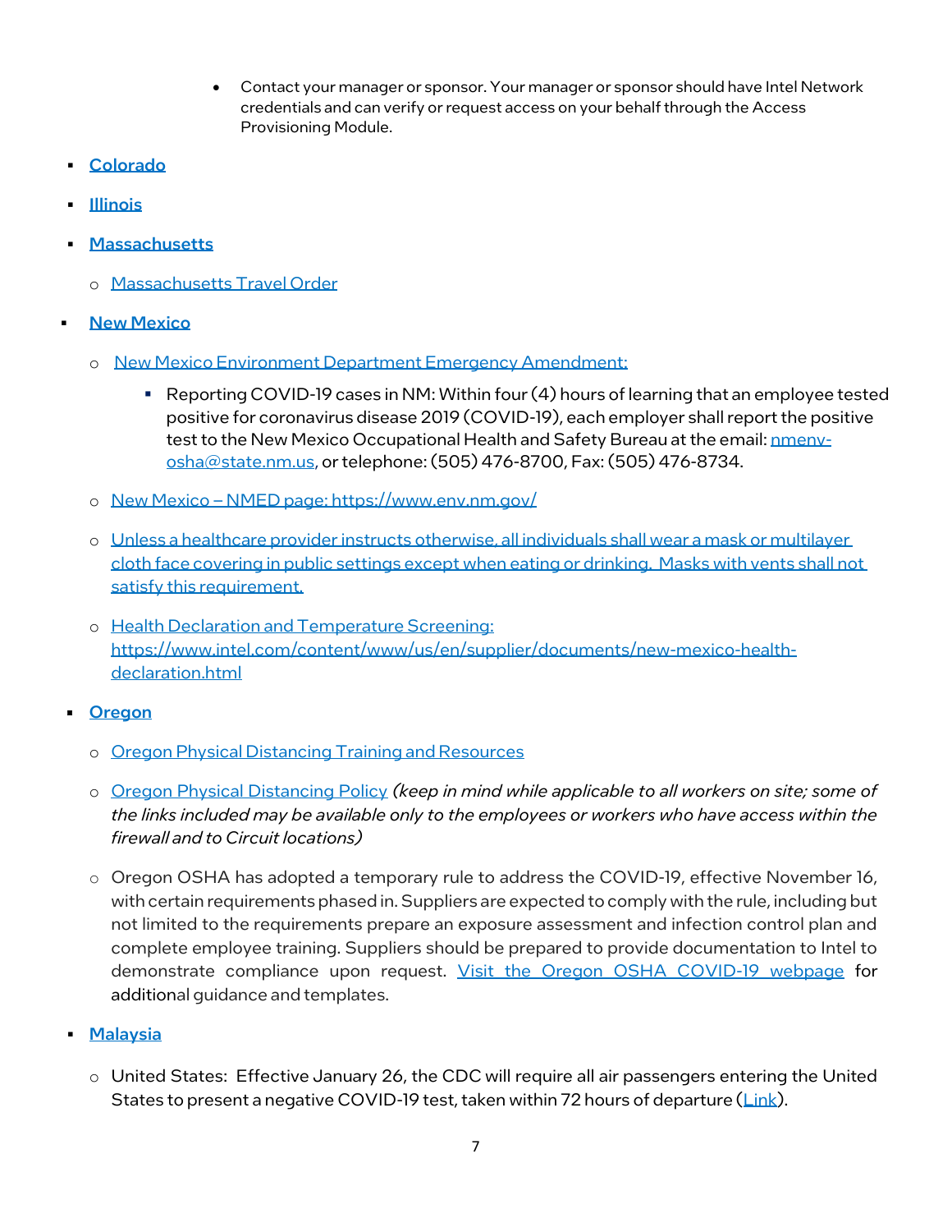- Contact your manager or sponsor. Your manager or sponsor should have Intel Network credentials and can verify or request access on your behalf through the Access Provisioning Module.

- **Colorado**
- **Illinois**
- **Massachusetts**
  - Massachusetts Travel Order
- **New Mexico**
  - New Mexico Environment Department Emergency Amendment:
    - Reporting COVID-19 cases in NM: Within four (4) hours of learning that an employee tested positive for coronavirus disease 2019 (COVID-19), each employer shall report the positive test to the New Mexico Occupational Health and Safety Bureau at the email: nmenv-osha@state.nm.us, or telephone: (505) 476-8700, Fax: (505) 476-8734.
  - New Mexico – NMED page: https://www.env.nm.gov/
  - Unless a healthcare provider instructs otherwise, all individuals shall wear a mask or multilayer cloth face covering in public settings except when eating or drinking. Masks with vents shall not satisfy this requirement.
  - Health Declaration and Temperature Screening: https://www.intel.com/content/www/us/en/supplier/documents/new-mexico-health-declaration.html
- **Oregon**
  - Oregon Physical Distancing Training and Resources
  - Oregon Physical Distancing Policy *(keep in mind while applicable to all workers on site; some of the links included may be available only to the employees or workers who have access within the firewall and to Circuit locations)*
  - Oregon OSHA has adopted a temporary rule to address the COVID-19, effective November 16, with certain requirements phased in. Suppliers are expected to comply with the rule, including but not limited to the requirements prepare an exposure assessment and infection control plan and complete employee training. Suppliers should be prepared to provide documentation to Intel to demonstrate compliance upon request. Visit the Oregon OSHA COVID-19 webpage for additional guidance and templates.
- **Malaysia**
  - United States: Effective January 26, the CDC will require all air passengers entering the United States to present a negative COVID-19 test, taken within 72 hours of departure (Link).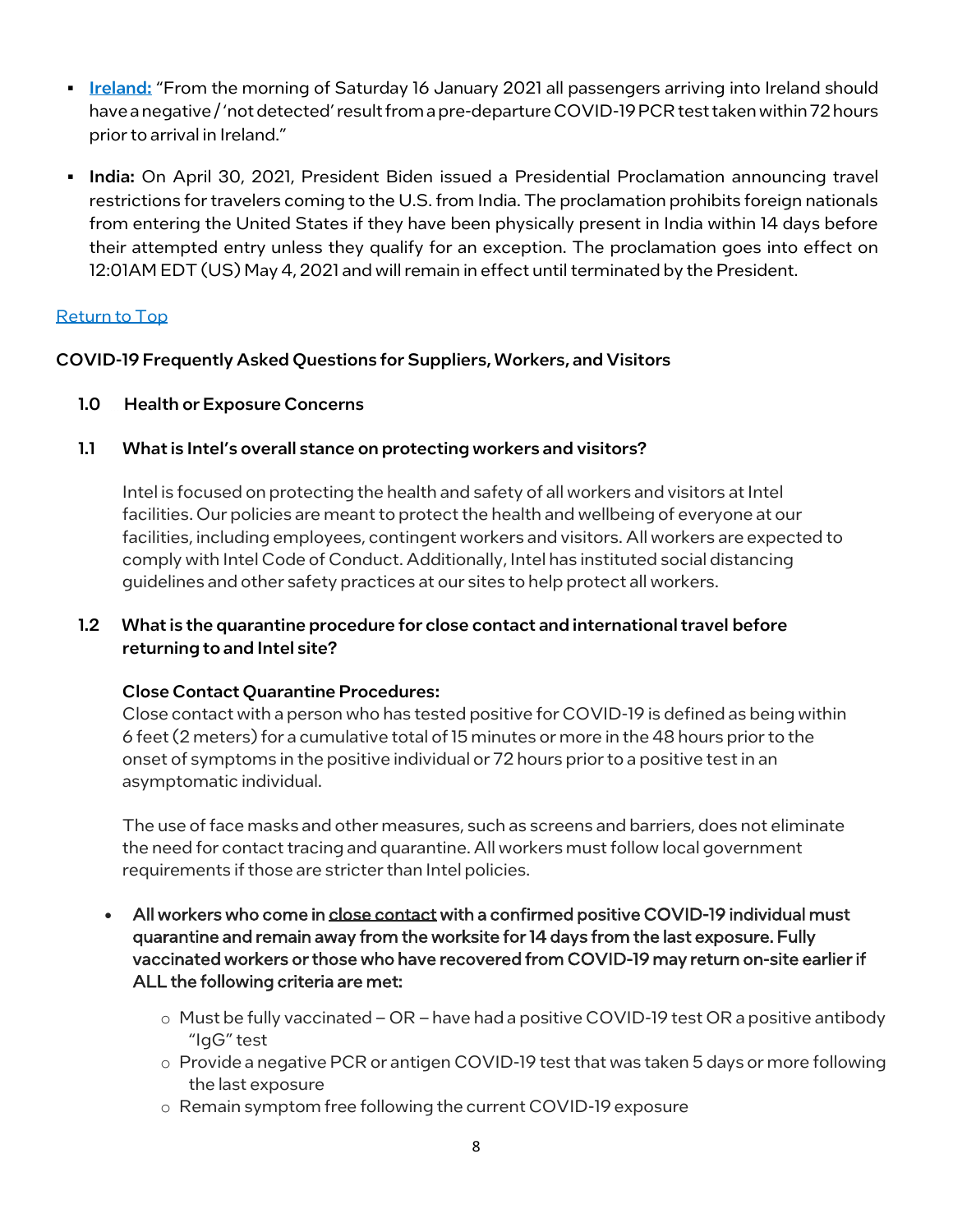- **Ireland:** "From the morning of Saturday 16 January 2021 all passengers arriving into Ireland should have a negative / 'not detected' result from a pre-departure COVID-19 PCR test taken within 72 hours prior to arrival in Ireland."
- **India:** On April 30, 2021, President Biden issued a Presidential Proclamation announcing travel restrictions for travelers coming to the U.S. from India. The proclamation prohibits foreign nationals from entering the United States if they have been physically present in India within 14 days before their attempted entry unless they qualify for an exception. The proclamation goes into effect on 12:01AM EDT (US) May 4, 2021 and will remain in effect until terminated by the President.

Return to Top

## COVID-19 Frequently Asked Questions for Suppliers, Workers, and Visitors

### 1.0 Health or Exposure Concerns

#### 1.1 What is Intel's overall stance on protecting workers and visitors?

Intel is focused on protecting the health and safety of all workers and visitors at Intel facilities. Our policies are meant to protect the health and wellbeing of everyone at our facilities, including employees, contingent workers and visitors. All workers are expected to comply with Intel Code of Conduct. Additionally, Intel has instituted social distancing guidelines and other safety practices at our sites to help protect all workers.

#### 1.2 What is the quarantine procedure for close contact and international travel before returning to and Intel site?

**Close Contact Quarantine Procedures:**
Close contact with a person who has tested positive for COVID-19 is defined as being within 6 feet (2 meters) for a cumulative total of 15 minutes or more in the 48 hours prior to the onset of symptoms in the positive individual or 72 hours prior to a positive test in an asymptomatic individual.

The use of face masks and other measures, such as screens and barriers, does not eliminate the need for contact tracing and quarantine. All workers must follow local government requirements if those are stricter than Intel policies.

- **All workers who come in close contact with a confirmed positive COVID-19 individual must quarantine and remain away from the worksite for 14 days from the last exposure. Fully vaccinated workers or those who have recovered from COVID-19 may return on-site earlier if ALL the following criteria are met:**
  - Must be fully vaccinated – OR – have had a positive COVID-19 test OR a positive antibody "IgG" test
  - Provide a negative PCR or antigen COVID-19 test that was taken 5 days or more following the last exposure
  - Remain symptom free following the current COVID-19 exposure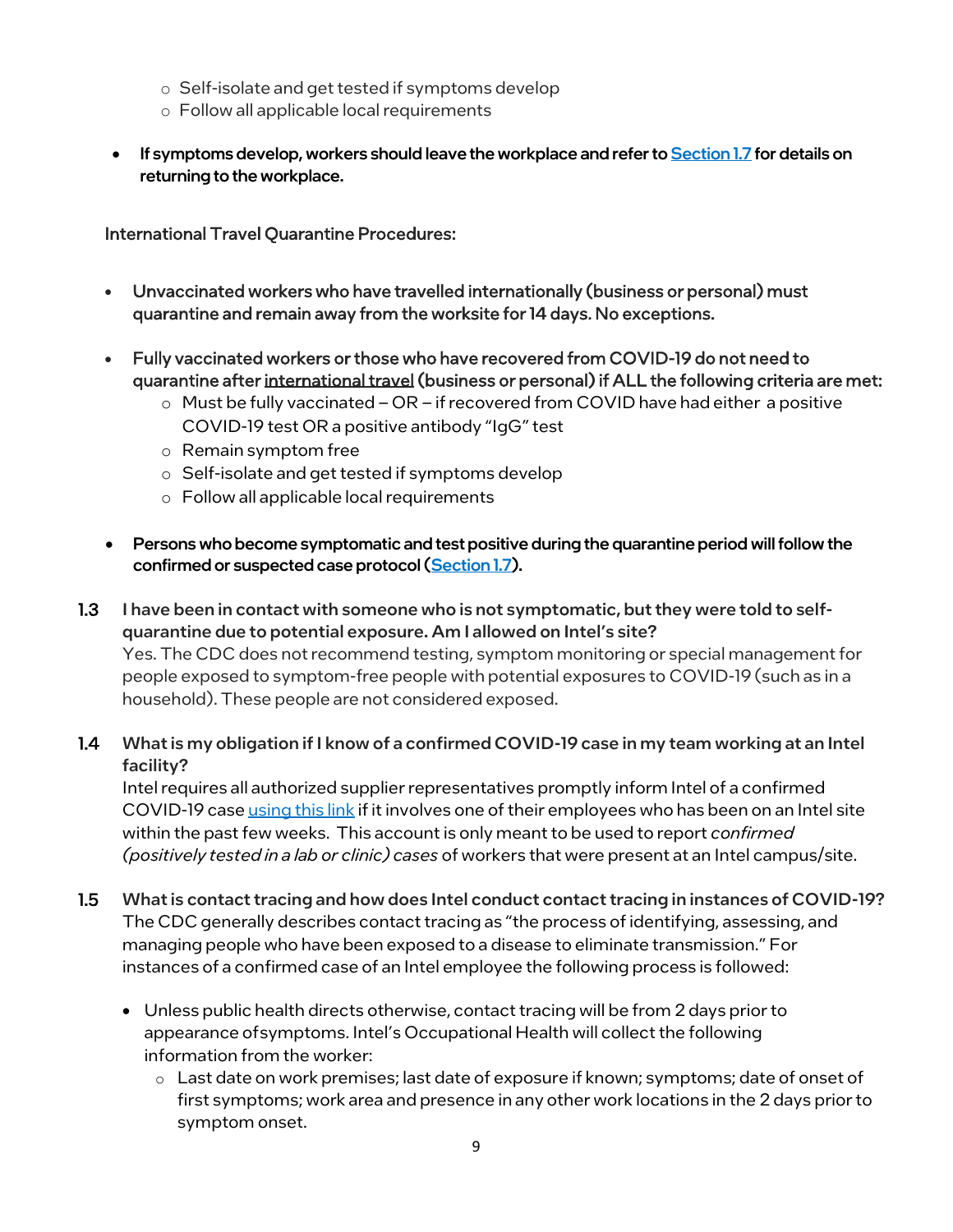- Self-isolate and get tested if symptoms develop
  - Follow all applicable local requirements

- **If symptoms develop, workers should leave the workplace and refer to [Section 1.7](#) for details on returning to the workplace.**

International Travel Quarantine Procedures:

- **Unvaccinated workers who have travelled internationally (business or personal) must quarantine and remain away from the worksite for 14 days. No exceptions.**

- **Fully vaccinated workers or those who have recovered from COVID-19 do not need to quarantine after international travel (business or personal) if ALL the following criteria are met:**
  - Must be fully vaccinated – OR – if recovered from COVID have had either a positive COVID-19 test OR a positive antibody "IgG" test
  - Remain symptom free
  - Self-isolate and get tested if symptoms develop
  - Follow all applicable local requirements

- **Persons who become symptomatic and test positive during the quarantine period will follow the confirmed or suspected case protocol ([Section 1.7](#)).**

**1.3 I have been in contact with someone who is not symptomatic, but they were told to self-quarantine due to potential exposure. Am I allowed on Intel's site?**

Yes. The CDC does not recommend testing, symptom monitoring or special management for people exposed to symptom-free people with potential exposures to COVID-19 (such as in a household). These people are not considered exposed.

**1.4 What is my obligation if I know of a confirmed COVID-19 case in my team working at an Intel facility?**

Intel requires all authorized supplier representatives promptly inform Intel of a confirmed COVID-19 case [using this link](#) if it involves one of their employees who has been on an Intel site within the past few weeks. This account is only meant to be used to report *confirmed (positively tested in a lab or clinic) cases* of workers that were present at an Intel campus/site.

**1.5 What is contact tracing and how does Intel conduct contact tracing in instances of COVID-19?**

The CDC generally describes contact tracing as "the process of identifying, assessing, and managing people who have been exposed to a disease to eliminate transmission." For instances of a confirmed case of an Intel employee the following process is followed:

- Unless public health directs otherwise, contact tracing will be from 2 days prior to appearance of symptoms. Intel's Occupational Health will collect the following information from the worker:
  - Last date on work premises; last date of exposure if known; symptoms; date of onset of first symptoms; work area and presence in any other work locations in the 2 days prior to symptom onset.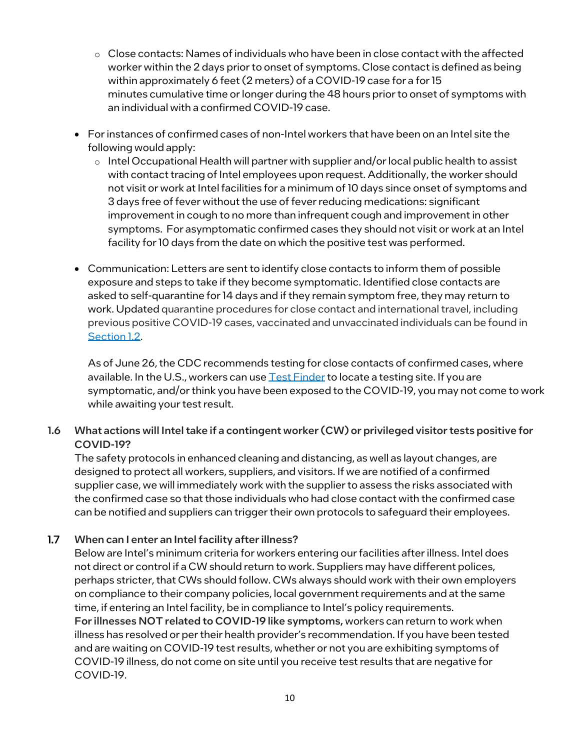- Close contacts: Names of individuals who have been in close contact with the affected worker within the 2 days prior to onset of symptoms. Close contact is defined as being within approximately 6 feet (2 meters) of a COVID-19 case for a for 15 minutes cumulative time or longer during the 48 hours prior to onset of symptoms with an individual with a confirmed COVID-19 case.

- For instances of confirmed cases of non-Intel workers that have been on an Intel site the following would apply:
  - Intel Occupational Health will partner with supplier and/or local public health to assist with contact tracing of Intel employees upon request. Additionally, the worker should not visit or work at Intel facilities for a minimum of 10 days since onset of symptoms and 3 days free of fever without the use of fever reducing medications: significant improvement in cough to no more than infrequent cough and improvement in other symptoms. For asymptomatic confirmed cases they should not visit or work at an Intel facility for 10 days from the date on which the positive test was performed.

- Communication: Letters are sent to identify close contacts to inform them of possible exposure and steps to take if they become symptomatic. Identified close contacts are asked to self-quarantine for 14 days and if they remain symptom free, they may return to work. Updated quarantine procedures for close contact and international travel, including previous positive COVID-19 cases, vaccinated and unvaccinated individuals can be found in [Section 1.2](#).

  As of June 26, the CDC recommends testing for close contacts of confirmed cases, where available. In the U.S., workers can use [Test Finder](#) to locate a testing site. If you are symptomatic, and/or think you have been exposed to the COVID-19, you may not come to work while awaiting your test result.

### 1.6 What actions will Intel take if a contingent worker (CW) or privileged visitor tests positive for COVID-19?

The safety protocols in enhanced cleaning and distancing, as well as layout changes, are designed to protect all workers, suppliers, and visitors. If we are notified of a confirmed supplier case, we will immediately work with the supplier to assess the risks associated with the confirmed case so that those individuals who had close contact with the confirmed case can be notified and suppliers can trigger their own protocols to safeguard their employees.

### 1.7 When can I enter an Intel facility after illness?

Below are Intel's minimum criteria for workers entering our facilities after illness. Intel does not direct or control if a CW should return to work. Suppliers may have different polices, perhaps stricter, that CWs should follow. CWs always should work with their own employers on compliance to their company policies, local government requirements and at the same time, if entering an Intel facility, be in compliance to Intel's policy requirements.

**For illnesses NOT related to COVID-19 like symptoms,** workers can return to work when illness has resolved or per their health provider's recommendation. If you have been tested and are waiting on COVID-19 test results, whether or not you are exhibiting symptoms of COVID-19 illness, do not come on site until you receive test results that are negative for COVID-19.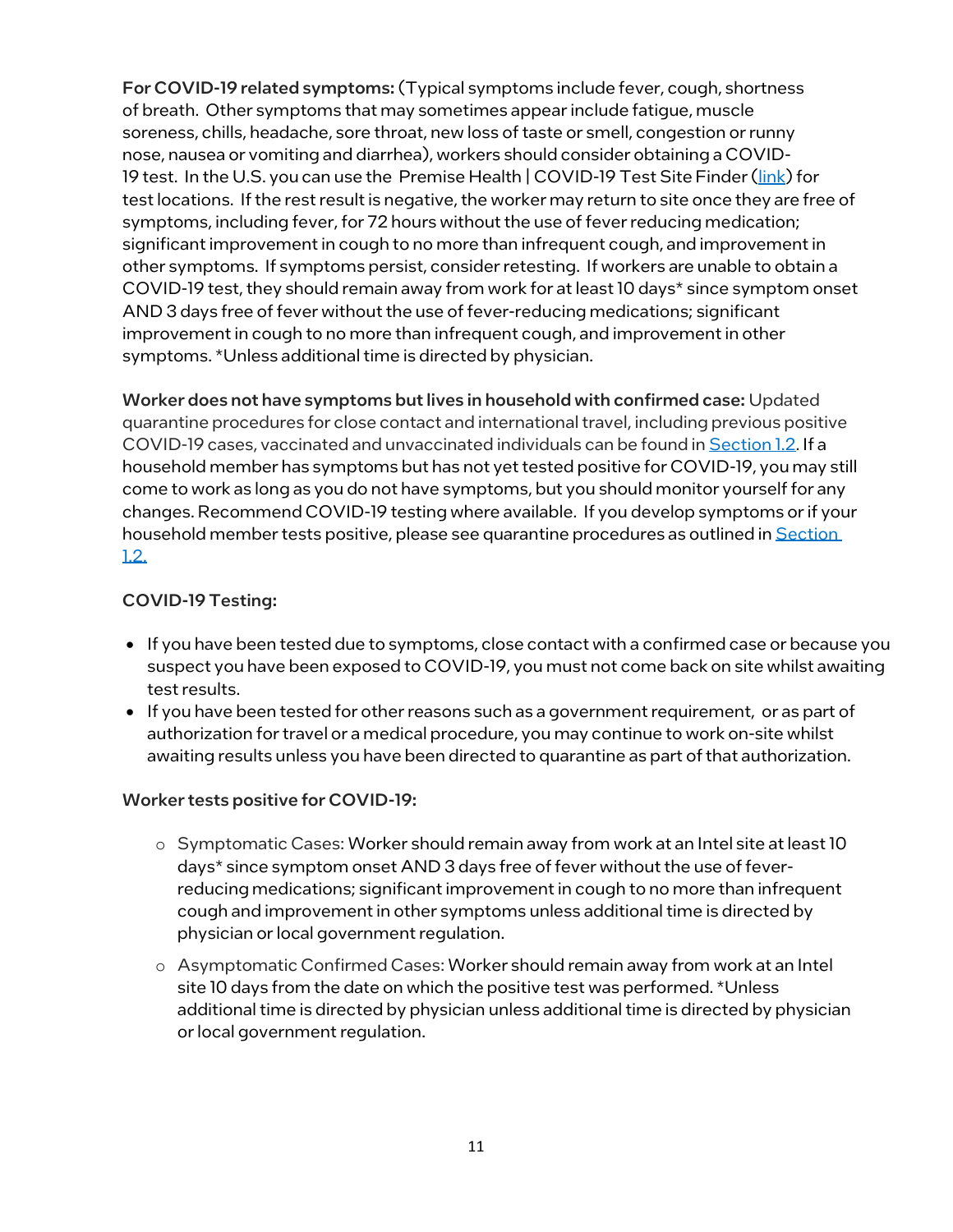**For COVID-19 related symptoms:** (Typical symptoms include fever, cough, shortness of breath. Other symptoms that may sometimes appear include fatigue, muscle soreness, chills, headache, sore throat, new loss of taste or smell, congestion or runny nose, nausea or vomiting and diarrhea), workers should consider obtaining a COVID-19 test. In the U.S. you can use the Premise Health | COVID-19 Test Site Finder ([link](link)) for test locations. If the rest result is negative, the worker may return to site once they are free of symptoms, including fever, for 72 hours without the use of fever reducing medication; significant improvement in cough to no more than infrequent cough, and improvement in other symptoms. If symptoms persist, consider retesting. If workers are unable to obtain a COVID-19 test, they should remain away from work for at least 10 days* since symptom onset AND 3 days free of fever without the use of fever-reducing medications; significant improvement in cough to no more than infrequent cough, and improvement in other symptoms. *Unless additional time is directed by physician.

**Worker does not have symptoms but lives in household with confirmed case:** Updated quarantine procedures for close contact and international travel, including previous positive COVID-19 cases, vaccinated and unvaccinated individuals can be found in [Section 1.2](Section 1.2). If a household member has symptoms but has not yet tested positive for COVID-19, you may still come to work as long as you do not have symptoms, but you should monitor yourself for any changes. Recommend COVID-19 testing where available. If you develop symptoms or if your household member tests positive, please see quarantine procedures as outlined in [Section 1.2.](Section 1.2)

**COVID-19 Testing:**

- If you have been tested due to symptoms, close contact with a confirmed case or because you suspect you have been exposed to COVID-19, you must not come back on site whilst awaiting test results.
- If you have been tested for other reasons such as a government requirement, or as part of authorization for travel or a medical procedure, you may continue to work on-site whilst awaiting results unless you have been directed to quarantine as part of that authorization.

**Worker tests positive for COVID-19:**

- Symptomatic Cases: Worker should remain away from work at an Intel site at least 10 days* since symptom onset AND 3 days free of fever without the use of fever-reducing medications; significant improvement in cough to no more than infrequent cough and improvement in other symptoms unless additional time is directed by physician or local government regulation.
- Asymptomatic Confirmed Cases: Worker should remain away from work at an Intel site 10 days from the date on which the positive test was performed. *Unless additional time is directed by physician unless additional time is directed by physician or local government regulation.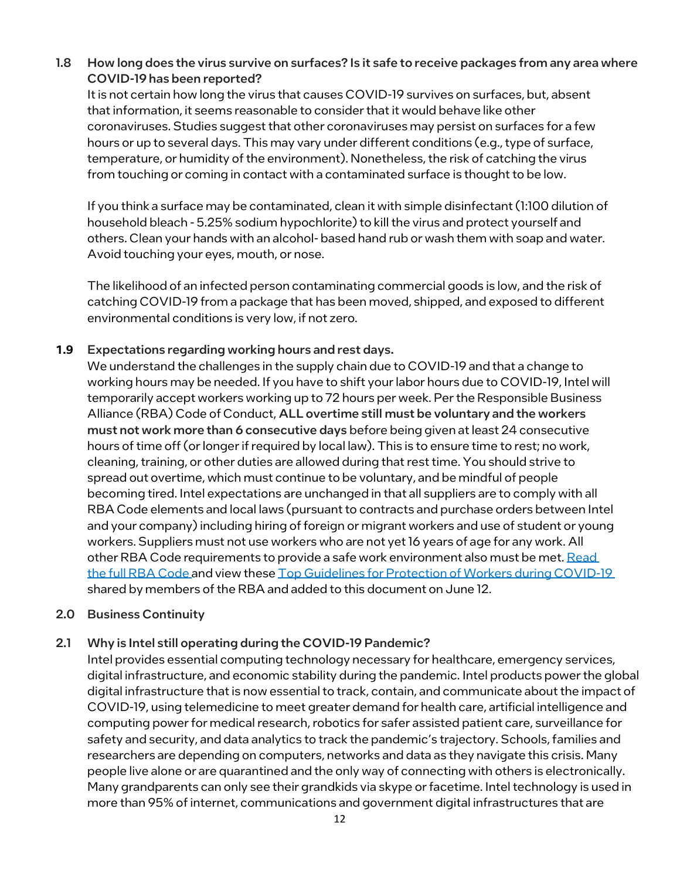### 1.8 How long does the virus survive on surfaces? Is it safe to receive packages from any area where COVID-19 has been reported?

It is not certain how long the virus that causes COVID-19 survives on surfaces, but, absent that information, it seems reasonable to consider that it would behave like other coronaviruses. Studies suggest that other coronaviruses may persist on surfaces for a few hours or up to several days. This may vary under different conditions (e.g., type of surface, temperature, or humidity of the environment). Nonetheless, the risk of catching the virus from touching or coming in contact with a contaminated surface is thought to be low.

If you think a surface may be contaminated, clean it with simple disinfectant (1:100 dilution of household bleach - 5.25% sodium hypochlorite) to kill the virus and protect yourself and others. Clean your hands with an alcohol- based hand rub or wash them with soap and water. Avoid touching your eyes, mouth, or nose.

The likelihood of an infected person contaminating commercial goods is low, and the risk of catching COVID-19 from a package that has been moved, shipped, and exposed to different environmental conditions is very low, if not zero.

### 1.9 Expectations regarding working hours and rest days.

We understand the challenges in the supply chain due to COVID-19 and that a change to working hours may be needed. If you have to shift your labor hours due to COVID-19, Intel will temporarily accept workers working up to 72 hours per week. Per the Responsible Business Alliance (RBA) Code of Conduct, **ALL overtime still must be voluntary and the workers must not work more than 6 consecutive days** before being given at least 24 consecutive hours of time off (or longer if required by local law). This is to ensure time to rest; no work, cleaning, training, or other duties are allowed during that rest time. You should strive to spread out overtime, which must continue to be voluntary, and be mindful of people becoming tired. Intel expectations are unchanged in that all suppliers are to comply with all RBA Code elements and local laws (pursuant to contracts and purchase orders between Intel and your company) including hiring of foreign or migrant workers and use of student or young workers. Suppliers must not use workers who are not yet 16 years of age for any work. All other RBA Code requirements to provide a safe work environment also must be met. Read the full RBA Code and view these Top Guidelines for Protection of Workers during COVID-19 shared by members of the RBA and added to this document on June 12.

## 2.0 Business Continuity

### 2.1 Why is Intel still operating during the COVID-19 Pandemic?

Intel provides essential computing technology necessary for healthcare, emergency services, digital infrastructure, and economic stability during the pandemic. Intel products power the global digital infrastructure that is now essential to track, contain, and communicate about the impact of COVID-19, using telemedicine to meet greater demand for health care, artificial intelligence and computing power for medical research, robotics for safer assisted patient care, surveillance for safety and security, and data analytics to track the pandemic's trajectory. Schools, families and researchers are depending on computers, networks and data as they navigate this crisis. Many people live alone or are quarantined and the only way of connecting with others is electronically. Many grandparents can only see their grandkids via skype or facetime. Intel technology is used in more than 95% of internet, communications and government digital infrastructures that are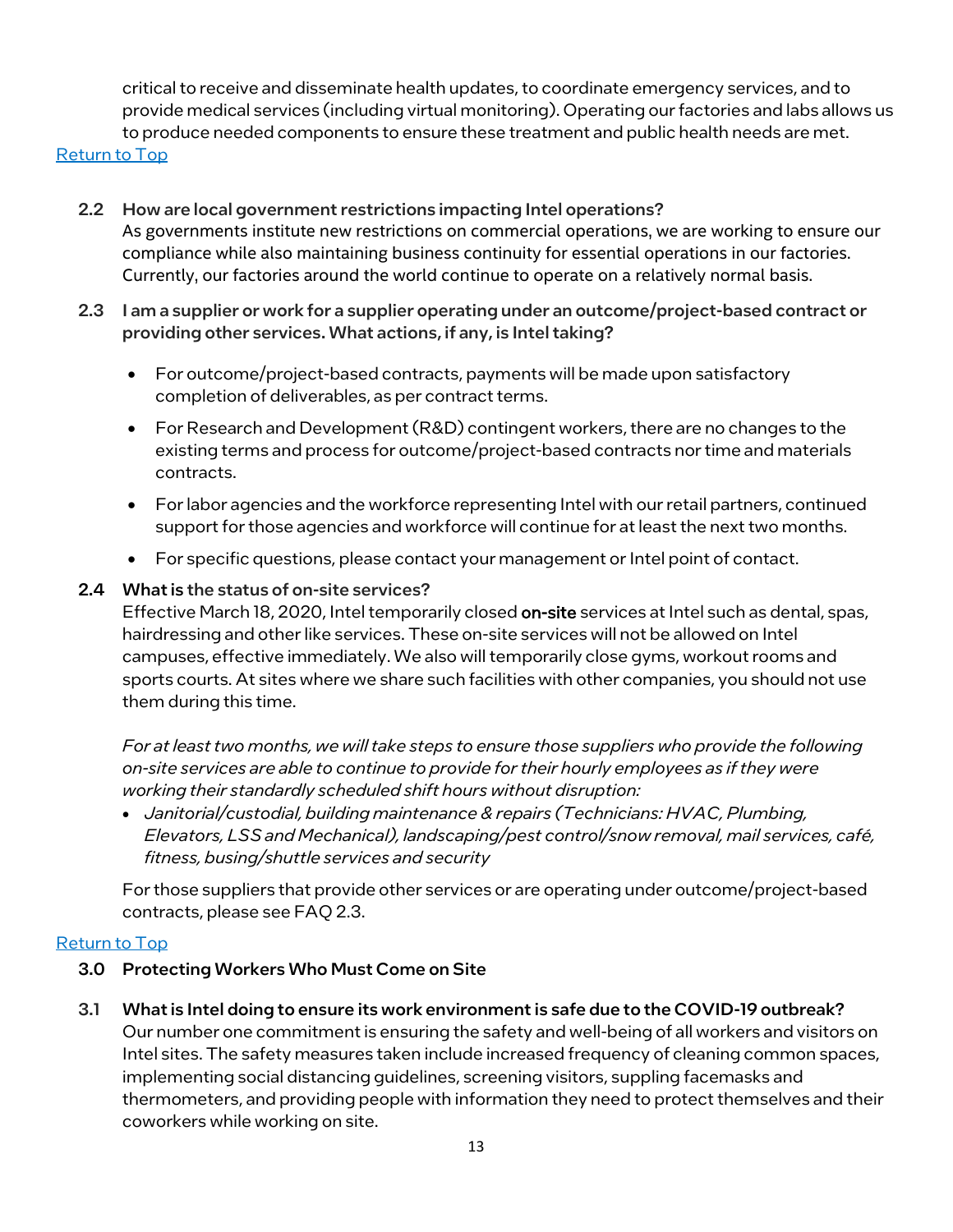critical to receive and disseminate health updates, to coordinate emergency services, and to provide medical services (including virtual monitoring). Operating our factories and labs allows us to produce needed components to ensure these treatment and public health needs are met.

[Return to Top](#)

### 2.2 How are local government restrictions impacting Intel operations?

As governments institute new restrictions on commercial operations, we are working to ensure our compliance while also maintaining business continuity for essential operations in our factories. Currently, our factories around the world continue to operate on a relatively normal basis.

### 2.3 I am a supplier or work for a supplier operating under an outcome/project-based contract or providing other services. What actions, if any, is Intel taking?

- For outcome/project-based contracts, payments will be made upon satisfactory completion of deliverables, as per contract terms.
- For Research and Development (R&D) contingent workers, there are no changes to the existing terms and process for outcome/project-based contracts nor time and materials contracts.
- For labor agencies and the workforce representing Intel with our retail partners, continued support for those agencies and workforce will continue for at least the next two months.
- For specific questions, please contact your management or Intel point of contact.

### 2.4 What is the status of on-site services?

Effective March 18, 2020, Intel temporarily closed on-site services at Intel such as dental, spas, hairdressing and other like services. These on-site services will not be allowed on Intel campuses, effective immediately. We also will temporarily close gyms, workout rooms and sports courts. At sites where we share such facilities with other companies, you should not use them during this time.

*For at least two months, we will take steps to ensure those suppliers who provide the following on-site services are able to continue to provide for their hourly employees as if they were working their standardly scheduled shift hours without disruption:*

- *Janitorial/custodial, building maintenance & repairs (Technicians: HVAC, Plumbing, Elevators, LSS and Mechanical), landscaping/pest control/snow removal, mail services, café, fitness, busing/shuttle services and security*

For those suppliers that provide other services or are operating under outcome/project-based contracts, please see FAQ 2.3.

[Return to Top](#)

## 3.0 Protecting Workers Who Must Come on Site

### 3.1 What is Intel doing to ensure its work environment is safe due to the COVID-19 outbreak?

Our number one commitment is ensuring the safety and well-being of all workers and visitors on Intel sites. The safety measures taken include increased frequency of cleaning common spaces, implementing social distancing guidelines, screening visitors, suppling facemasks and thermometers, and providing people with information they need to protect themselves and their coworkers while working on site.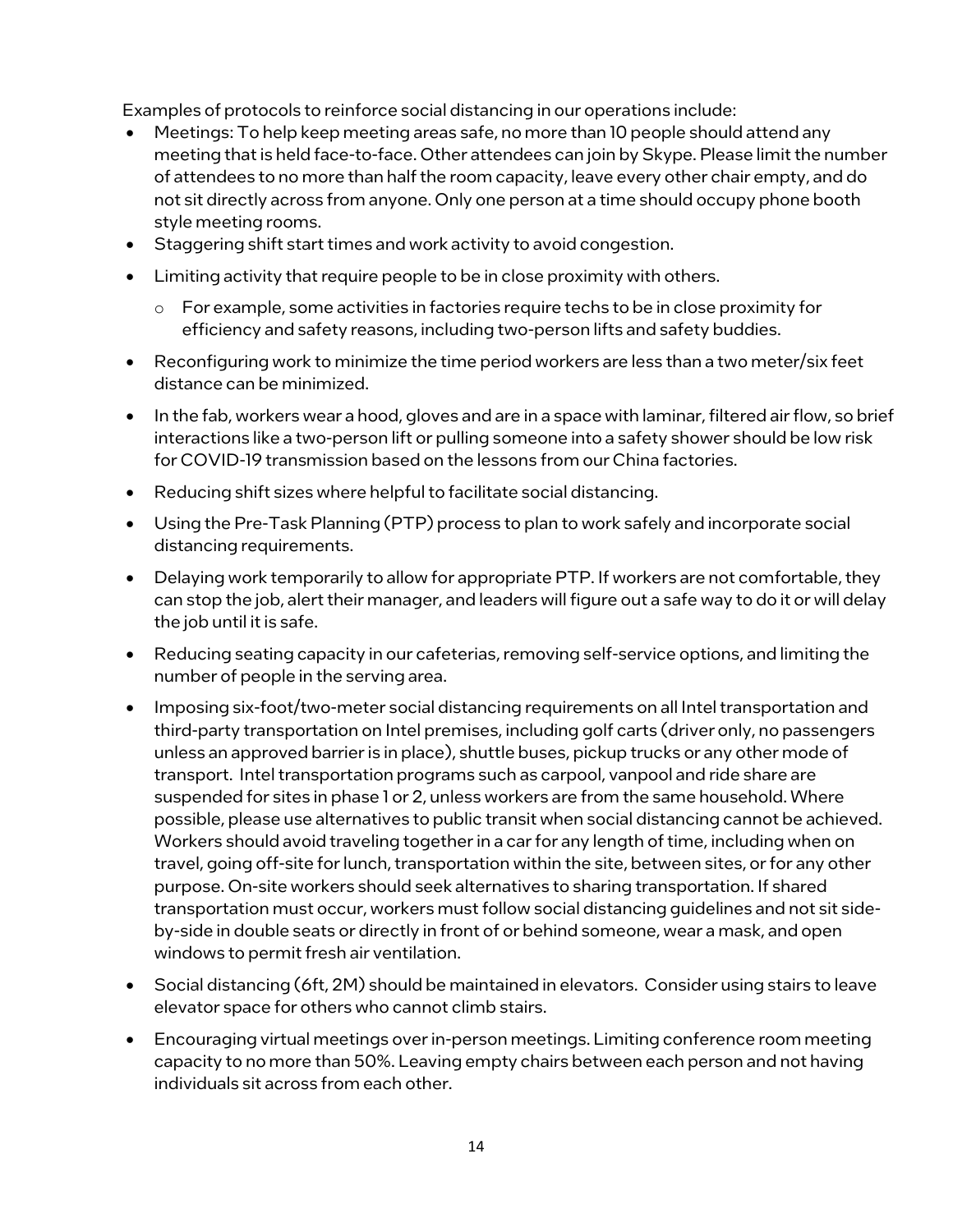Examples of protocols to reinforce social distancing in our operations include:

- Meetings: To help keep meeting areas safe, no more than 10 people should attend any meeting that is held face-to-face. Other attendees can join by Skype. Please limit the number of attendees to no more than half the room capacity, leave every other chair empty, and do not sit directly across from anyone. Only one person at a time should occupy phone booth style meeting rooms.
- Staggering shift start times and work activity to avoid congestion.
- Limiting activity that require people to be in close proximity with others.
  - For example, some activities in factories require techs to be in close proximity for efficiency and safety reasons, including two-person lifts and safety buddies.
- Reconfiguring work to minimize the time period workers are less than a two meter/six feet distance can be minimized.
- In the fab, workers wear a hood, gloves and are in a space with laminar, filtered air flow, so brief interactions like a two-person lift or pulling someone into a safety shower should be low risk for COVID-19 transmission based on the lessons from our China factories.
- Reducing shift sizes where helpful to facilitate social distancing.
- Using the Pre-Task Planning (PTP) process to plan to work safely and incorporate social distancing requirements.
- Delaying work temporarily to allow for appropriate PTP. If workers are not comfortable, they can stop the job, alert their manager, and leaders will figure out a safe way to do it or will delay the job until it is safe.
- Reducing seating capacity in our cafeterias, removing self-service options, and limiting the number of people in the serving area.
- Imposing six-foot/two-meter social distancing requirements on all Intel transportation and third-party transportation on Intel premises, including golf carts (driver only, no passengers unless an approved barrier is in place), shuttle buses, pickup trucks or any other mode of transport. Intel transportation programs such as carpool, vanpool and ride share are suspended for sites in phase 1 or 2, unless workers are from the same household. Where possible, please use alternatives to public transit when social distancing cannot be achieved. Workers should avoid traveling together in a car for any length of time, including when on travel, going off-site for lunch, transportation within the site, between sites, or for any other purpose. On-site workers should seek alternatives to sharing transportation. If shared transportation must occur, workers must follow social distancing guidelines and not sit side-by-side in double seats or directly in front of or behind someone, wear a mask, and open windows to permit fresh air ventilation.
- Social distancing (6ft, 2M) should be maintained in elevators. Consider using stairs to leave elevator space for others who cannot climb stairs.
- Encouraging virtual meetings over in-person meetings. Limiting conference room meeting capacity to no more than 50%. Leaving empty chairs between each person and not having individuals sit across from each other.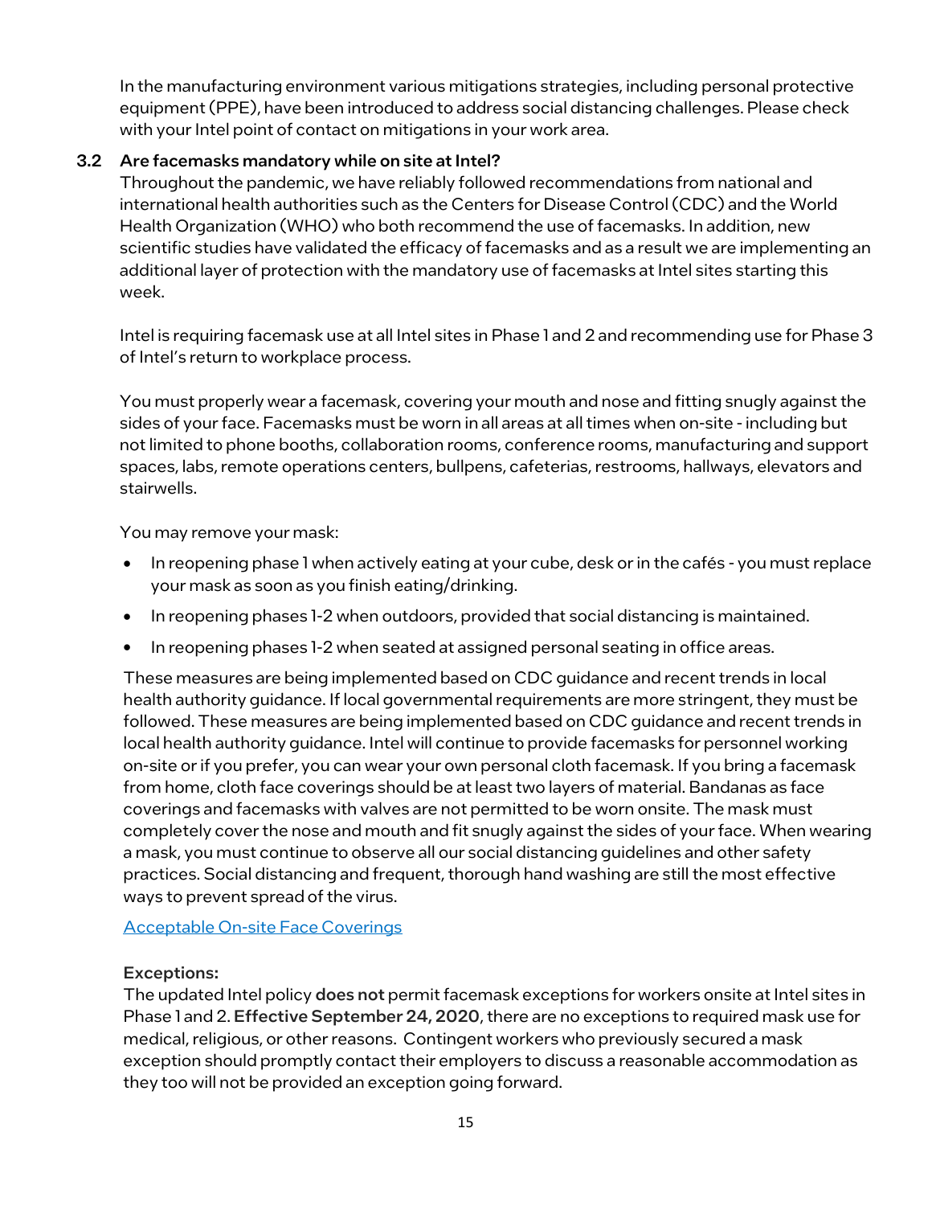In the manufacturing environment various mitigations strategies, including personal protective equipment (PPE), have been introduced to address social distancing challenges. Please check with your Intel point of contact on mitigations in your work area.

### 3.2 Are facemasks mandatory while on site at Intel?

Throughout the pandemic, we have reliably followed recommendations from national and international health authorities such as the Centers for Disease Control (CDC) and the World Health Organization (WHO) who both recommend the use of facemasks. In addition, new scientific studies have validated the efficacy of facemasks and as a result we are implementing an additional layer of protection with the mandatory use of facemasks at Intel sites starting this week.

Intel is requiring facemask use at all Intel sites in Phase 1 and 2 and recommending use for Phase 3 of Intel's return to workplace process.

You must properly wear a facemask, covering your mouth and nose and fitting snugly against the sides of your face. Facemasks must be worn in all areas at all times when on-site - including but not limited to phone booths, collaboration rooms, conference rooms, manufacturing and support spaces, labs, remote operations centers, bullpens, cafeterias, restrooms, hallways, elevators and stairwells.

You may remove your mask:

- In reopening phase 1 when actively eating at your cube, desk or in the cafés - you must replace your mask as soon as you finish eating/drinking.
- In reopening phases 1-2 when outdoors, provided that social distancing is maintained.
- In reopening phases 1-2 when seated at assigned personal seating in office areas.

These measures are being implemented based on CDC guidance and recent trends in local health authority guidance. If local governmental requirements are more stringent, they must be followed. These measures are being implemented based on CDC guidance and recent trends in local health authority guidance. Intel will continue to provide facemasks for personnel working on-site or if you prefer, you can wear your own personal cloth facemask. If you bring a facemask from home, cloth face coverings should be at least two layers of material. Bandanas as face coverings and facemasks with valves are not permitted to be worn onsite. The mask must completely cover the nose and mouth and fit snugly against the sides of your face. When wearing a mask, you must continue to observe all our social distancing guidelines and other safety practices. Social distancing and frequent, thorough hand washing are still the most effective ways to prevent spread of the virus.

[Acceptable On-site Face Coverings]

**Exceptions:**

The updated Intel policy **does not** permit facemask exceptions for workers onsite at Intel sites in Phase 1 and 2. **Effective September 24, 2020**, there are no exceptions to required mask use for medical, religious, or other reasons. Contingent workers who previously secured a mask exception should promptly contact their employers to discuss a reasonable accommodation as they too will not be provided an exception going forward.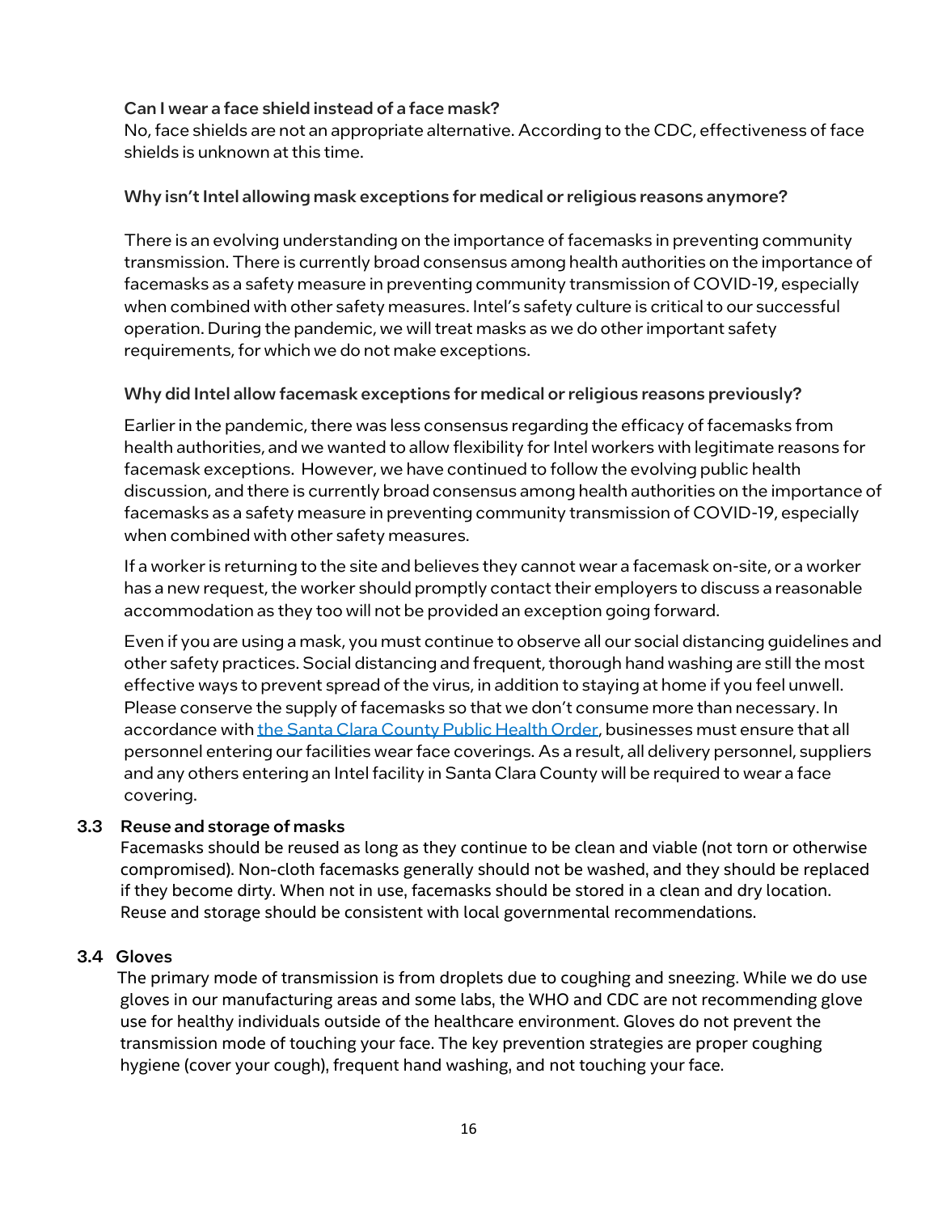**Can I wear a face shield instead of a face mask?**

No, face shields are not an appropriate alternative. According to the CDC, effectiveness of face shields is unknown at this time.

**Why isn't Intel allowing mask exceptions for medical or religious reasons anymore?**

There is an evolving understanding on the importance of facemasks in preventing community transmission. There is currently broad consensus among health authorities on the importance of facemasks as a safety measure in preventing community transmission of COVID-19, especially when combined with other safety measures. Intel's safety culture is critical to our successful operation. During the pandemic, we will treat masks as we do other important safety requirements, for which we do not make exceptions.

**Why did Intel allow facemask exceptions for medical or religious reasons previously?**

Earlier in the pandemic, there was less consensus regarding the efficacy of facemasks from health authorities, and we wanted to allow flexibility for Intel workers with legitimate reasons for facemask exceptions. However, we have continued to follow the evolving public health discussion, and there is currently broad consensus among health authorities on the importance of facemasks as a safety measure in preventing community transmission of COVID-19, especially when combined with other safety measures.

If a worker is returning to the site and believes they cannot wear a facemask on-site, or a worker has a new request, the worker should promptly contact their employers to discuss a reasonable accommodation as they too will not be provided an exception going forward.

Even if you are using a mask, you must continue to observe all our social distancing guidelines and other safety practices. Social distancing and frequent, thorough hand washing are still the most effective ways to prevent spread of the virus, in addition to staying at home if you feel unwell. Please conserve the supply of facemasks so that we don't consume more than necessary. In accordance with the Santa Clara County Public Health Order, businesses must ensure that all personnel entering our facilities wear face coverings. As a result, all delivery personnel, suppliers and any others entering an Intel facility in Santa Clara County will be required to wear a face covering.

### 3.3 Reuse and storage of masks

Facemasks should be reused as long as they continue to be clean and viable (not torn or otherwise compromised). Non-cloth facemasks generally should not be washed, and they should be replaced if they become dirty. When not in use, facemasks should be stored in a clean and dry location. Reuse and storage should be consistent with local governmental recommendations.

### 3.4 Gloves

The primary mode of transmission is from droplets due to coughing and sneezing. While we do use gloves in our manufacturing areas and some labs, the WHO and CDC are not recommending glove use for healthy individuals outside of the healthcare environment. Gloves do not prevent the transmission mode of touching your face. The key prevention strategies are proper coughing hygiene (cover your cough), frequent hand washing, and not touching your face.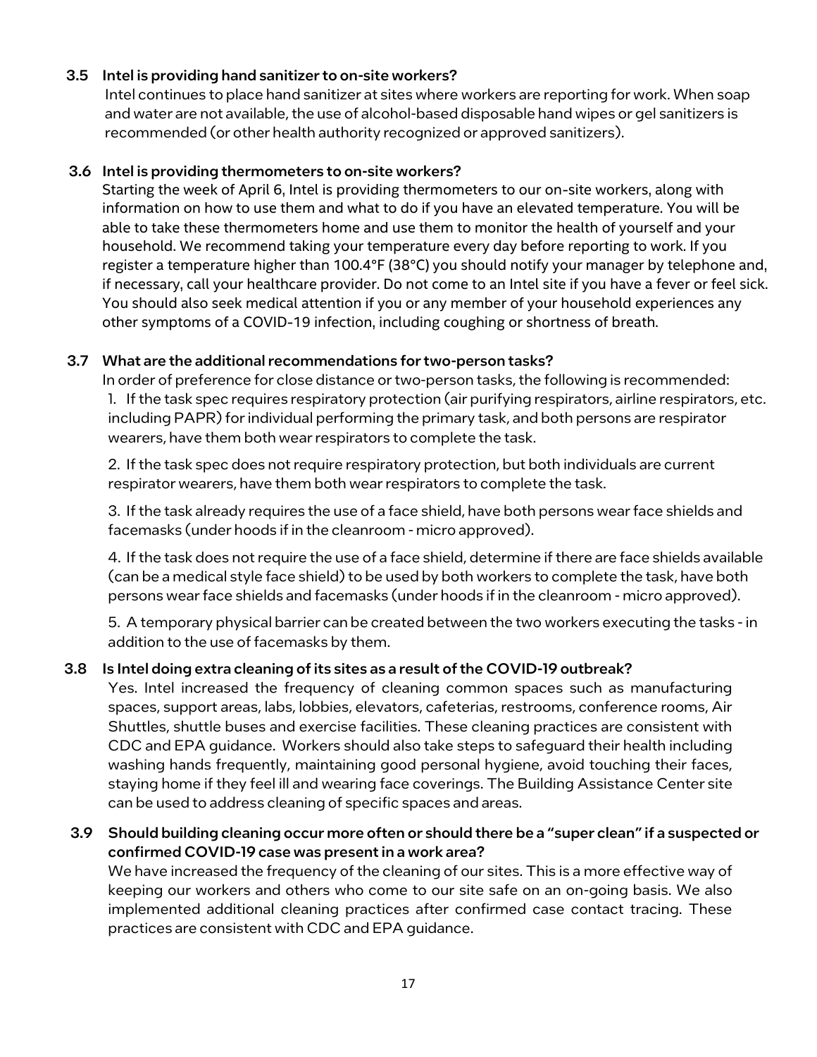### 3.5 Intel is providing hand sanitizer to on-site workers?

Intel continues to place hand sanitizer at sites where workers are reporting for work. When soap and water are not available, the use of alcohol-based disposable hand wipes or gel sanitizers is recommended (or other health authority recognized or approved sanitizers).

### 3.6 Intel is providing thermometers to on-site workers?

Starting the week of April 6, Intel is providing thermometers to our on-site workers, along with information on how to use them and what to do if you have an elevated temperature. You will be able to take these thermometers home and use them to monitor the health of yourself and your household. We recommend taking your temperature every day before reporting to work. If you register a temperature higher than 100.4°F (38°C) you should notify your manager by telephone and, if necessary, call your healthcare provider. Do not come to an Intel site if you have a fever or feel sick. You should also seek medical attention if you or any member of your household experiences any other symptoms of a COVID-19 infection, including coughing or shortness of breath.

### 3.7 What are the additional recommendations for two-person tasks?

In order of preference for close distance or two-person tasks, the following is recommended:

1. If the task spec requires respiratory protection (air purifying respirators, airline respirators, etc. including PAPR) for individual performing the primary task, and both persons are respirator wearers, have them both wear respirators to complete the task.

2. If the task spec does not require respiratory protection, but both individuals are current respirator wearers, have them both wear respirators to complete the task.

3. If the task already requires the use of a face shield, have both persons wear face shields and facemasks (under hoods if in the cleanroom - micro approved).

4. If the task does not require the use of a face shield, determine if there are face shields available (can be a medical style face shield) to be used by both workers to complete the task, have both persons wear face shields and facemasks (under hoods if in the cleanroom - micro approved).

5. A temporary physical barrier can be created between the two workers executing the tasks - in addition to the use of facemasks by them.

### 3.8 Is Intel doing extra cleaning of its sites as a result of the COVID-19 outbreak?

Yes. Intel increased the frequency of cleaning common spaces such as manufacturing spaces, support areas, labs, lobbies, elevators, cafeterias, restrooms, conference rooms, Air Shuttles, shuttle buses and exercise facilities. These cleaning practices are consistent with CDC and EPA guidance. Workers should also take steps to safeguard their health including washing hands frequently, maintaining good personal hygiene, avoid touching their faces, staying home if they feel ill and wearing face coverings. The Building Assistance Center site can be used to address cleaning of specific spaces and areas.

### 3.9 Should building cleaning occur more often or should there be a "super clean" if a suspected or confirmed COVID-19 case was present in a work area?

We have increased the frequency of the cleaning of our sites. This is a more effective way of keeping our workers and others who come to our site safe on an on-going basis. We also implemented additional cleaning practices after confirmed case contact tracing. These practices are consistent with CDC and EPA guidance.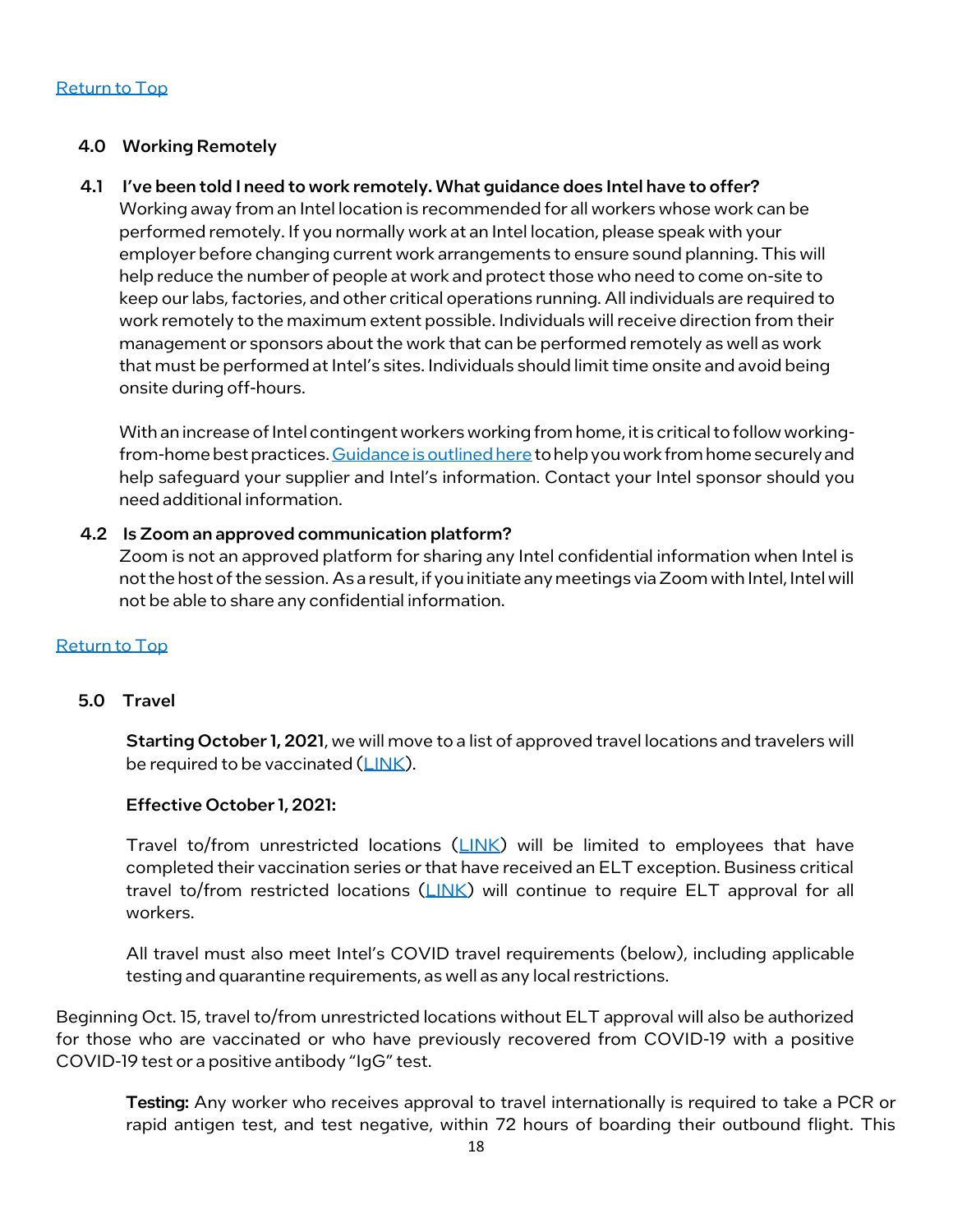[Return to Top](#)

## 4.0 Working Remotely

### 4.1 I've been told I need to work remotely. What guidance does Intel have to offer?

Working away from an Intel location is recommended for all workers whose work can be performed remotely. If you normally work at an Intel location, please speak with your employer before changing current work arrangements to ensure sound planning. This will help reduce the number of people at work and protect those who need to come on-site to keep our labs, factories, and other critical operations running. All individuals are required to work remotely to the maximum extent possible. Individuals will receive direction from their management or sponsors about the work that can be performed remotely as well as work that must be performed at Intel's sites. Individuals should limit time onsite and avoid being onsite during off-hours.

With an increase of Intel contingent workers working from home, it is critical to follow working-from-home best practices. [Guidance is outlined here](#) to help you work from home securely and help safeguard your supplier and Intel's information. Contact your Intel sponsor should you need additional information.

### 4.2 Is Zoom an approved communication platform?

Zoom is not an approved platform for sharing any Intel confidential information when Intel is not the host of the session. As a result, if you initiate any meetings via Zoom with Intel, Intel will not be able to share any confidential information.

[Return to Top](#)

## 5.0 Travel

**Starting October 1, 2021**, we will move to a list of approved travel locations and travelers will be required to be vaccinated ([LINK](#)).

**Effective October 1, 2021:**

Travel to/from unrestricted locations ([LINK](#)) will be limited to employees that have completed their vaccination series or that have received an ELT exception. Business critical travel to/from restricted locations ([LINK](#)) will continue to require ELT approval for all workers.

All travel must also meet Intel's COVID travel requirements (below), including applicable testing and quarantine requirements, as well as any local restrictions.

Beginning Oct. 15, travel to/from unrestricted locations without ELT approval will also be authorized for those who are vaccinated or who have previously recovered from COVID-19 with a positive COVID-19 test or a positive antibody "IgG" test.

**Testing:** Any worker who receives approval to travel internationally is required to take a PCR or rapid antigen test, and test negative, within 72 hours of boarding their outbound flight. This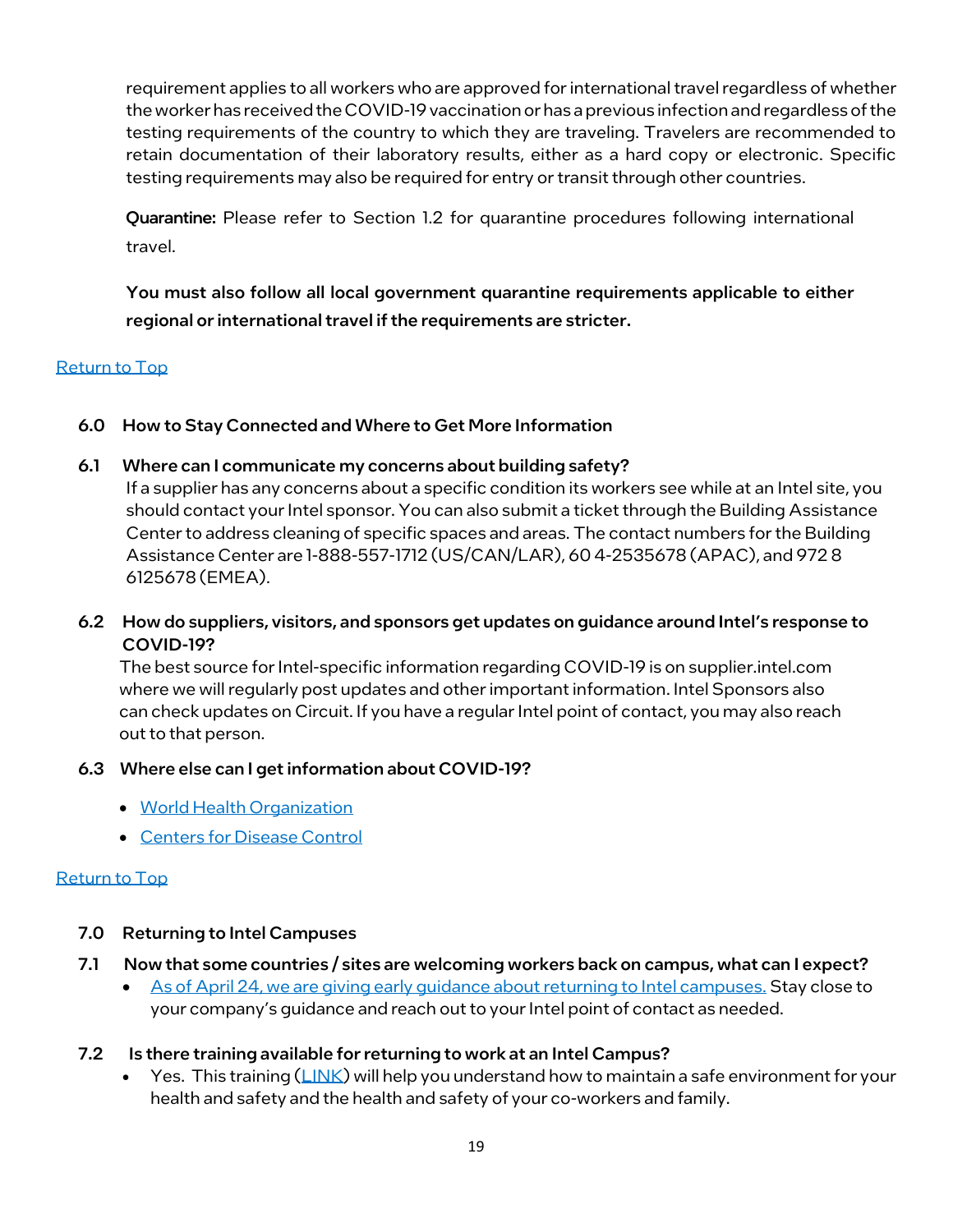requirement applies to all workers who are approved for international travel regardless of whether the worker has received the COVID-19 vaccination or has a previous infection and regardless of the testing requirements of the country to which they are traveling. Travelers are recommended to retain documentation of their laboratory results, either as a hard copy or electronic. Specific testing requirements may also be required for entry or transit through other countries.

**Quarantine:** Please refer to Section 1.2 for quarantine procedures following international travel.

**You must also follow all local government quarantine requirements applicable to either regional or international travel if the requirements are stricter.**

Return to Top

## 6.0 How to Stay Connected and Where to Get More Information

### 6.1 Where can I communicate my concerns about building safety?

If a supplier has any concerns about a specific condition its workers see while at an Intel site, you should contact your Intel sponsor. You can also submit a ticket through the Building Assistance Center to address cleaning of specific spaces and areas. The contact numbers for the Building Assistance Center are 1-888-557-1712 (US/CAN/LAR), 60 4-2535678 (APAC), and 972 8 6125678 (EMEA).

### 6.2 How do suppliers, visitors, and sponsors get updates on guidance around Intel's response to COVID-19?

The best source for Intel-specific information regarding COVID-19 is on supplier.intel.com where we will regularly post updates and other important information. Intel Sponsors also can check updates on Circuit. If you have a regular Intel point of contact, you may also reach out to that person.

### 6.3 Where else can I get information about COVID-19?

- World Health Organization
- Centers for Disease Control

Return to Top

## 7.0 Returning to Intel Campuses

### 7.1 Now that some countries / sites are welcoming workers back on campus, what can I expect?

- As of April 24, we are giving early guidance about returning to Intel campuses. Stay close to your company's guidance and reach out to your Intel point of contact as needed.

### 7.2 Is there training available for returning to work at an Intel Campus?

- Yes. This training (LINK) will help you understand how to maintain a safe environment for your health and safety and the health and safety of your co-workers and family.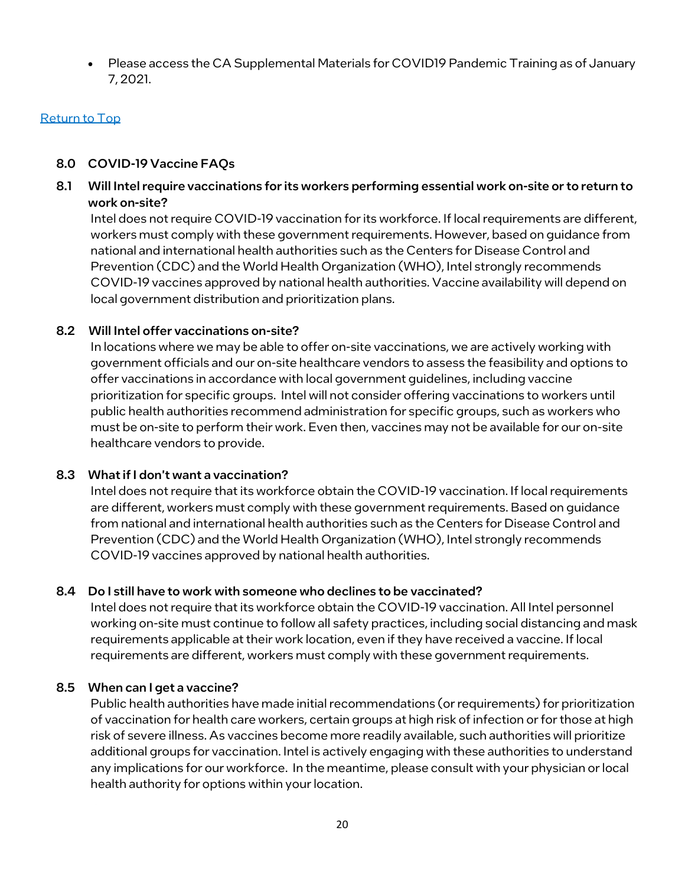- Please access the CA Supplemental Materials for COVID19 Pandemic Training as of January 7, 2021.

Return to Top

## 8.0 COVID-19 Vaccine FAQs

### 8.1 Will Intel require vaccinations for its workers performing essential work on-site or to return to work on-site?

Intel does not require COVID-19 vaccination for its workforce. If local requirements are different, workers must comply with these government requirements. However, based on guidance from national and international health authorities such as the Centers for Disease Control and Prevention (CDC) and the World Health Organization (WHO), Intel strongly recommends COVID-19 vaccines approved by national health authorities. Vaccine availability will depend on local government distribution and prioritization plans.

### 8.2 Will Intel offer vaccinations on-site?

In locations where we may be able to offer on-site vaccinations, we are actively working with government officials and our on-site healthcare vendors to assess the feasibility and options to offer vaccinations in accordance with local government guidelines, including vaccine prioritization for specific groups. Intel will not consider offering vaccinations to workers until public health authorities recommend administration for specific groups, such as workers who must be on-site to perform their work. Even then, vaccines may not be available for our on-site healthcare vendors to provide.

### 8.3 What if I don't want a vaccination?

Intel does not require that its workforce obtain the COVID-19 vaccination. If local requirements are different, workers must comply with these government requirements. Based on guidance from national and international health authorities such as the Centers for Disease Control and Prevention (CDC) and the World Health Organization (WHO), Intel strongly recommends COVID-19 vaccines approved by national health authorities.

### 8.4 Do I still have to work with someone who declines to be vaccinated?

Intel does not require that its workforce obtain the COVID-19 vaccination. All Intel personnel working on-site must continue to follow all safety practices, including social distancing and mask requirements applicable at their work location, even if they have received a vaccine. If local requirements are different, workers must comply with these government requirements.

### 8.5 When can I get a vaccine?

Public health authorities have made initial recommendations (or requirements) for prioritization of vaccination for health care workers, certain groups at high risk of infection or for those at high risk of severe illness. As vaccines become more readily available, such authorities will prioritize additional groups for vaccination. Intel is actively engaging with these authorities to understand any implications for our workforce. In the meantime, please consult with your physician or local health authority for options within your location.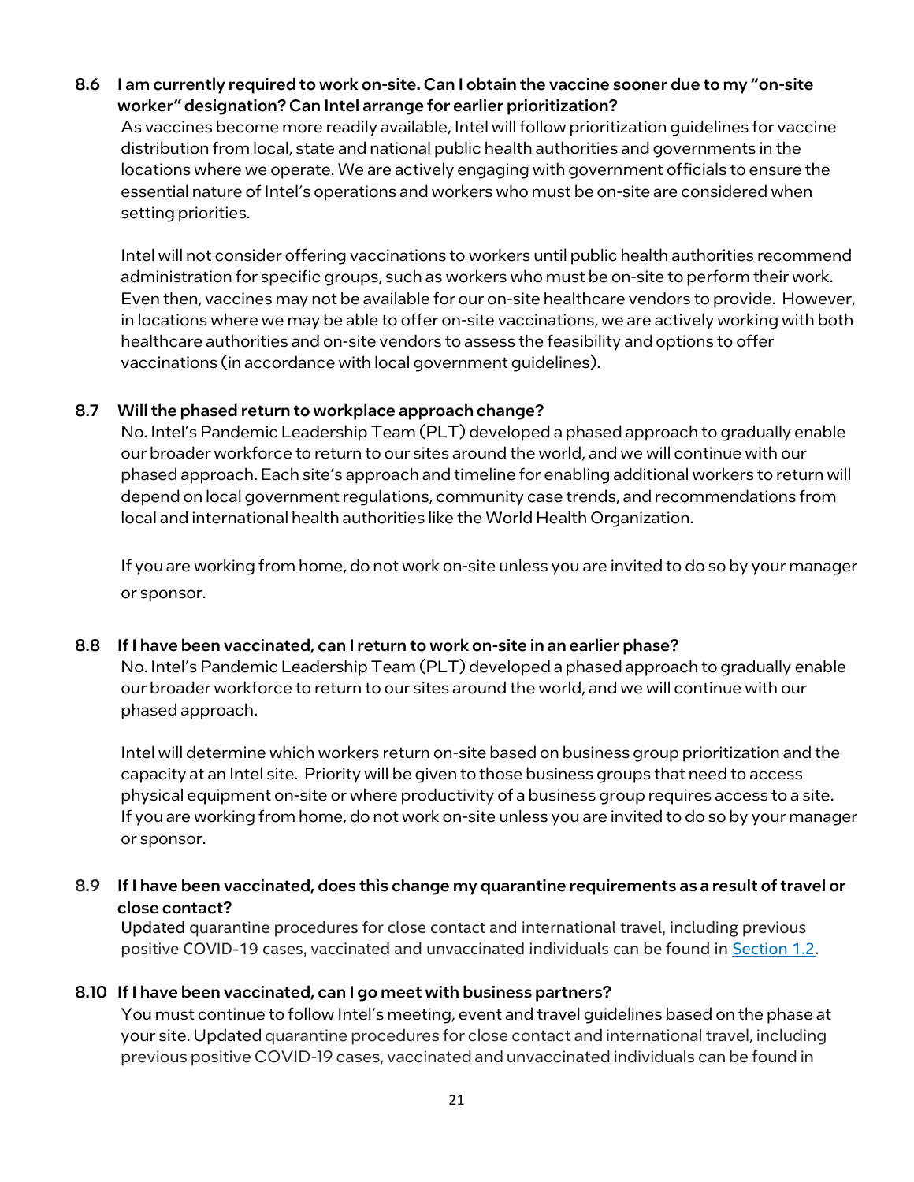### 8.6 I am currently required to work on-site. Can I obtain the vaccine sooner due to my "on-site worker" designation? Can Intel arrange for earlier prioritization?

As vaccines become more readily available, Intel will follow prioritization guidelines for vaccine distribution from local, state and national public health authorities and governments in the locations where we operate. We are actively engaging with government officials to ensure the essential nature of Intel's operations and workers who must be on-site are considered when setting priorities.

Intel will not consider offering vaccinations to workers until public health authorities recommend administration for specific groups, such as workers who must be on-site to perform their work. Even then, vaccines may not be available for our on-site healthcare vendors to provide. However, in locations where we may be able to offer on-site vaccinations, we are actively working with both healthcare authorities and on-site vendors to assess the feasibility and options to offer vaccinations (in accordance with local government guidelines).

### 8.7 Will the phased return to workplace approach change?

No. Intel's Pandemic Leadership Team (PLT) developed a phased approach to gradually enable our broader workforce to return to our sites around the world, and we will continue with our phased approach. Each site's approach and timeline for enabling additional workers to return will depend on local government regulations, community case trends, and recommendations from local and international health authorities like the World Health Organization.

If you are working from home, do not work on-site unless you are invited to do so by your manager or sponsor.

### 8.8 If I have been vaccinated, can I return to work on-site in an earlier phase?

No. Intel's Pandemic Leadership Team (PLT) developed a phased approach to gradually enable our broader workforce to return to our sites around the world, and we will continue with our phased approach.

Intel will determine which workers return on-site based on business group prioritization and the capacity at an Intel site. Priority will be given to those business groups that need to access physical equipment on-site or where productivity of a business group requires access to a site. If you are working from home, do not work on-site unless you are invited to do so by your manager or sponsor.

### 8.9 If I have been vaccinated, does this change my quarantine requirements as a result of travel or close contact?

Updated quarantine procedures for close contact and international travel, including previous positive COVID-19 cases, vaccinated and unvaccinated individuals can be found in Section 1.2.

### 8.10 If I have been vaccinated, can I go meet with business partners?

You must continue to follow Intel's meeting, event and travel guidelines based on the phase at your site. Updated quarantine procedures for close contact and international travel, including previous positive COVID-19 cases, vaccinated and unvaccinated individuals can be found in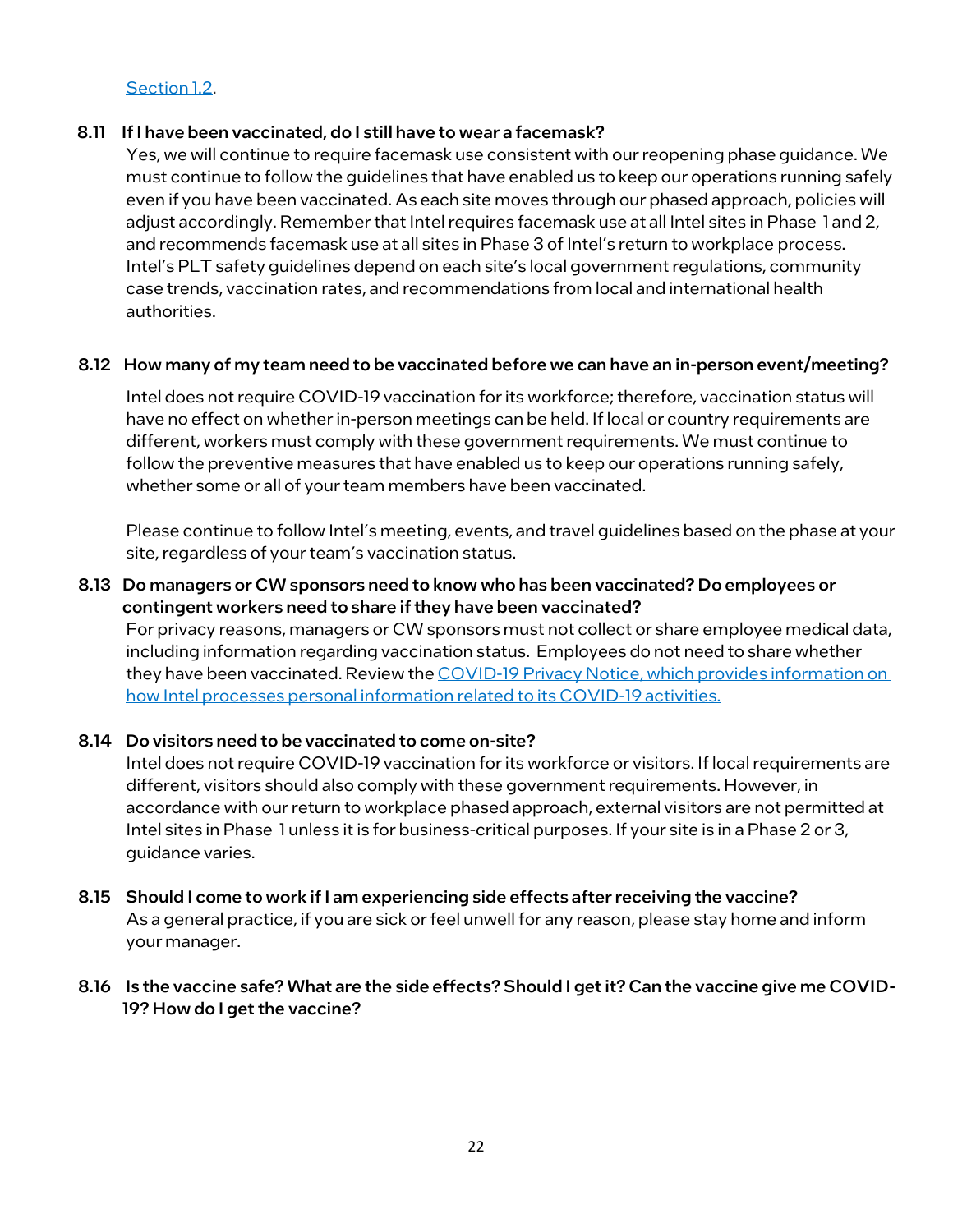[Section 1.2](#).

### 8.11 If I have been vaccinated, do I still have to wear a facemask?

Yes, we will continue to require facemask use consistent with our reopening phase guidance. We must continue to follow the guidelines that have enabled us to keep our operations running safely even if you have been vaccinated. As each site moves through our phased approach, policies will adjust accordingly. Remember that Intel requires facemask use at all Intel sites in Phase 1 and 2, and recommends facemask use at all sites in Phase 3 of Intel's return to workplace process. Intel's PLT safety guidelines depend on each site's local government regulations, community case trends, vaccination rates, and recommendations from local and international health authorities.

### 8.12 How many of my team need to be vaccinated before we can have an in-person event/meeting?

Intel does not require COVID-19 vaccination for its workforce; therefore, vaccination status will have no effect on whether in-person meetings can be held. If local or country requirements are different, workers must comply with these government requirements. We must continue to follow the preventive measures that have enabled us to keep our operations running safely, whether some or all of your team members have been vaccinated.

Please continue to follow Intel's meeting, events, and travel guidelines based on the phase at your site, regardless of your team's vaccination status.

### 8.13 Do managers or CW sponsors need to know who has been vaccinated? Do employees or contingent workers need to share if they have been vaccinated?

For privacy reasons, managers or CW sponsors must not collect or share employee medical data, including information regarding vaccination status. Employees do not need to share whether they have been vaccinated. Review the [COVID-19 Privacy Notice, which provides information on how Intel processes personal information related to its COVID-19 activities.](#)

### 8.14 Do visitors need to be vaccinated to come on-site?

Intel does not require COVID-19 vaccination for its workforce or visitors. If local requirements are different, visitors should also comply with these government requirements. However, in accordance with our return to workplace phased approach, external visitors are not permitted at Intel sites in Phase 1 unless it is for business-critical purposes. If your site is in a Phase 2 or 3, guidance varies.

### 8.15 Should I come to work if I am experiencing side effects after receiving the vaccine?

As a general practice, if you are sick or feel unwell for any reason, please stay home and inform your manager.

### 8.16 Is the vaccine safe? What are the side effects? Should I get it? Can the vaccine give me COVID-19? How do I get the vaccine?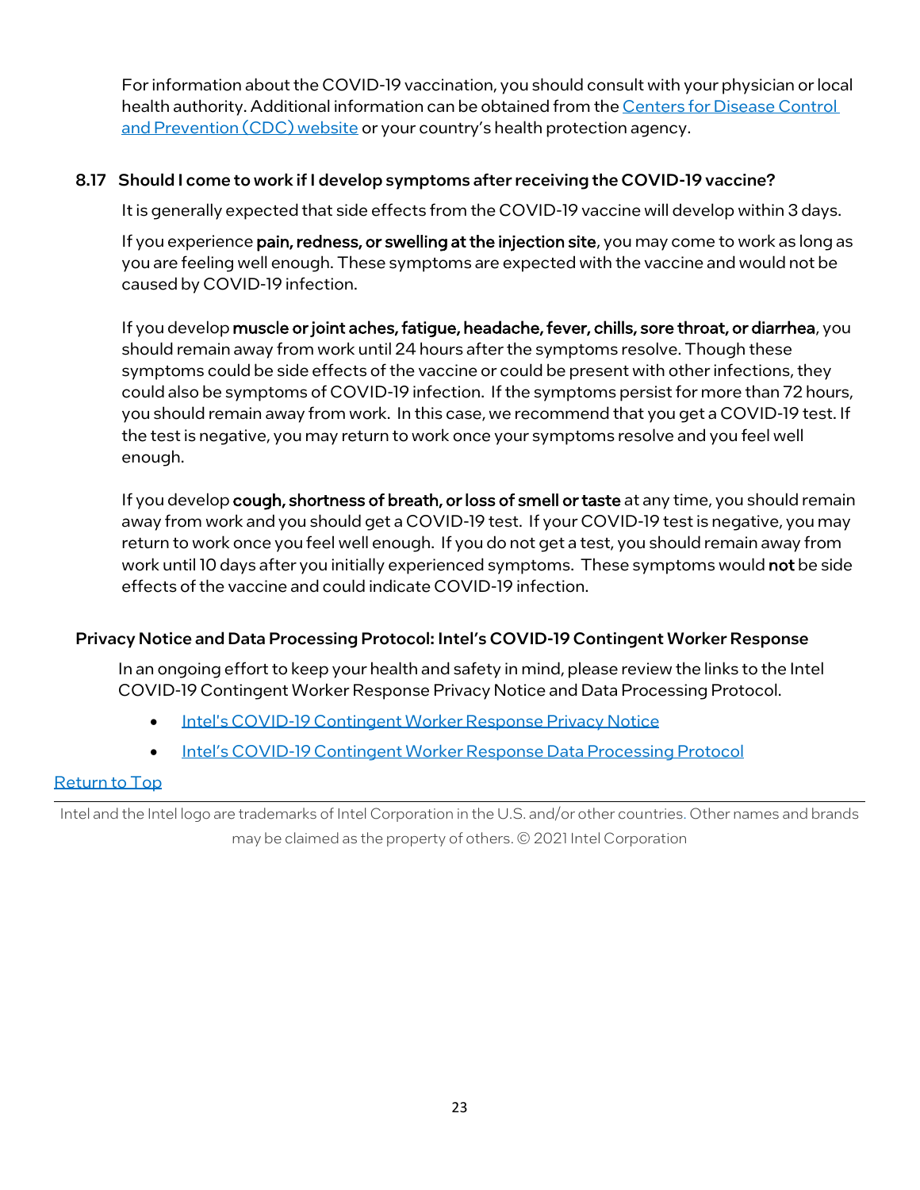For information about the COVID-19 vaccination, you should consult with your physician or local health authority. Additional information can be obtained from the [Centers for Disease Control and Prevention (CDC) website]() or your country's health protection agency.

### 8.17 Should I come to work if I develop symptoms after receiving the COVID-19 vaccine?

It is generally expected that side effects from the COVID-19 vaccine will develop within 3 days.

If you experience **pain, redness, or swelling at the injection site**, you may come to work as long as you are feeling well enough. These symptoms are expected with the vaccine and would not be caused by COVID-19 infection.

If you develop **muscle or joint aches, fatigue, headache, fever, chills, sore throat, or diarrhea**, you should remain away from work until 24 hours after the symptoms resolve. Though these symptoms could be side effects of the vaccine or could be present with other infections, they could also be symptoms of COVID-19 infection. If the symptoms persist for more than 72 hours, you should remain away from work. In this case, we recommend that you get a COVID-19 test. If the test is negative, you may return to work once your symptoms resolve and you feel well enough.

If you develop **cough, shortness of breath, or loss of smell or taste** at any time, you should remain away from work and you should get a COVID-19 test. If your COVID-19 test is negative, you may return to work once you feel well enough. If you do not get a test, you should remain away from work until 10 days after you initially experienced symptoms. These symptoms would **not** be side effects of the vaccine and could indicate COVID-19 infection.

### Privacy Notice and Data Processing Protocol: Intel's COVID-19 Contingent Worker Response

In an ongoing effort to keep your health and safety in mind, please review the links to the Intel COVID-19 Contingent Worker Response Privacy Notice and Data Processing Protocol.

- [Intel's COVID-19 Contingent Worker Response Privacy Notice]()
- [Intel's COVID-19 Contingent Worker Response Data Processing Protocol]()

[Return to Top]()

Intel and the Intel logo are trademarks of Intel Corporation in the U.S. and/or other countries. Other names and brands may be claimed as the property of others. © 2021 Intel Corporation